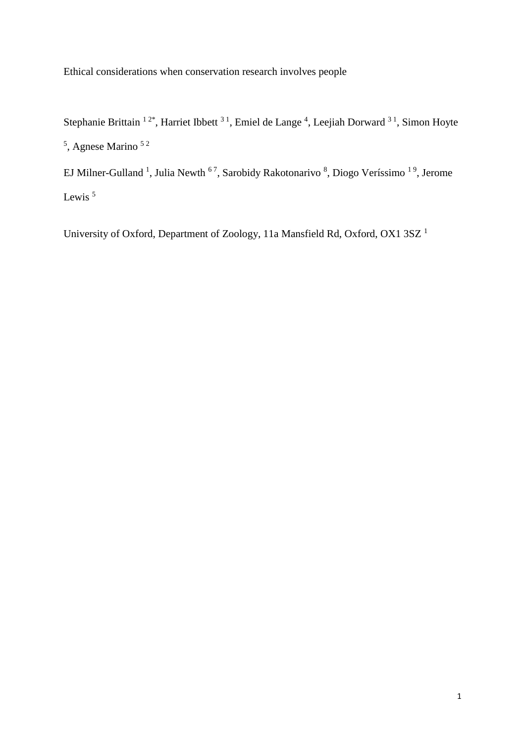Ethical considerations when conservation research involves people

Stephanie Brittain [1 2*], Harriet Ibbett [3 1], Emiel de Lange [4], Leejiah Dorward [3 1], Simon Hoyte [5], Agnese Marino [5 2]

EJ Milner-Gulland [1], Julia Newth [6 7], Sarobidy Rakotonarivo [8], Diogo Veríssimo [1 9], Jerome Lewis [5]

University of Oxford, Department of Zoology, 11a Mansfield Rd, Oxford, OX1 3SZ [1]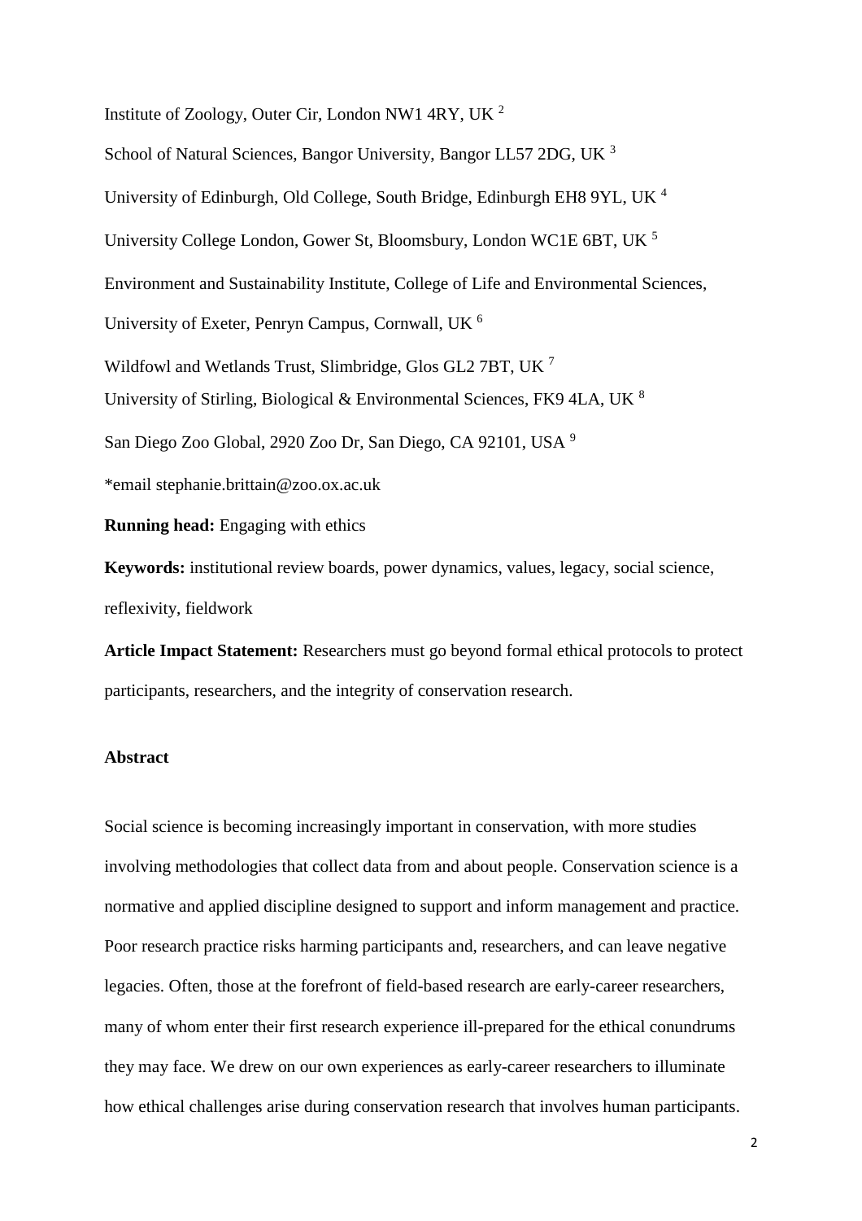Institute of Zoology, Outer Cir, London NW1 4RY, UK [2]

School of Natural Sciences, Bangor University, Bangor LL57 2DG, UK [3]

University of Edinburgh, Old College, South Bridge, Edinburgh EH8 9YL, UK [4]

University College London, Gower St, Bloomsbury, London WC1E 6BT, UK [5]

Environment and Sustainability Institute, College of Life and Environmental Sciences, University of Exeter, Penryn Campus, Cornwall, UK [6]

Wildfowl and Wetlands Trust, Slimbridge, Glos GL2 7BT, UK [7]

University of Stirling, Biological & Environmental Sciences, FK9 4LA, UK [8]

San Diego Zoo Global, 2920 Zoo Dr, San Diego, CA 92101, USA [9]

*email stephanie.brittain@zoo.ox.ac.uk

**Running head:** Engaging with ethics

**Keywords:** institutional review boards, power dynamics, values, legacy, social science, reflexivity, fieldwork

**Article Impact Statement:** Researchers must go beyond formal ethical protocols to protect participants, researchers, and the integrity of conservation research.

**Abstract**

Social science is becoming increasingly important in conservation, with more studies involving methodologies that collect data from and about people. Conservation science is a normative and applied discipline designed to support and inform management and practice. Poor research practice risks harming participants and, researchers, and can leave negative legacies. Often, those at the forefront of field-based research are early-career researchers, many of whom enter their first research experience ill-prepared for the ethical conundrums they may face. We drew on our own experiences as early-career researchers to illuminate how ethical challenges arise during conservation research that involves human participants.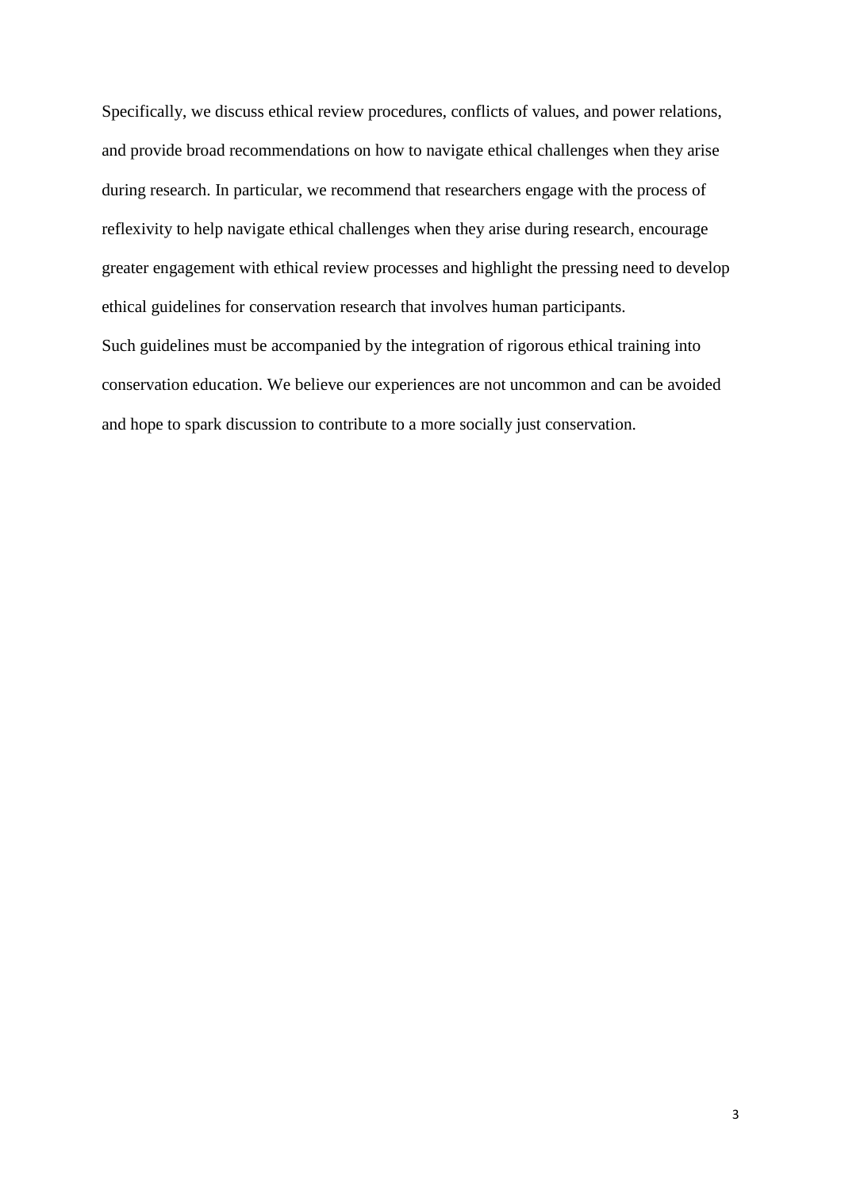Specifically, we discuss ethical review procedures, conflicts of values, and power relations, and provide broad recommendations on how to navigate ethical challenges when they arise during research. In particular, we recommend that researchers engage with the process of reflexivity to help navigate ethical challenges when they arise during research, encourage greater engagement with ethical review processes and highlight the pressing need to develop ethical guidelines for conservation research that involves human participants.

Such guidelines must be accompanied by the integration of rigorous ethical training into conservation education. We believe our experiences are not uncommon and can be avoided and hope to spark discussion to contribute to a more socially just conservation.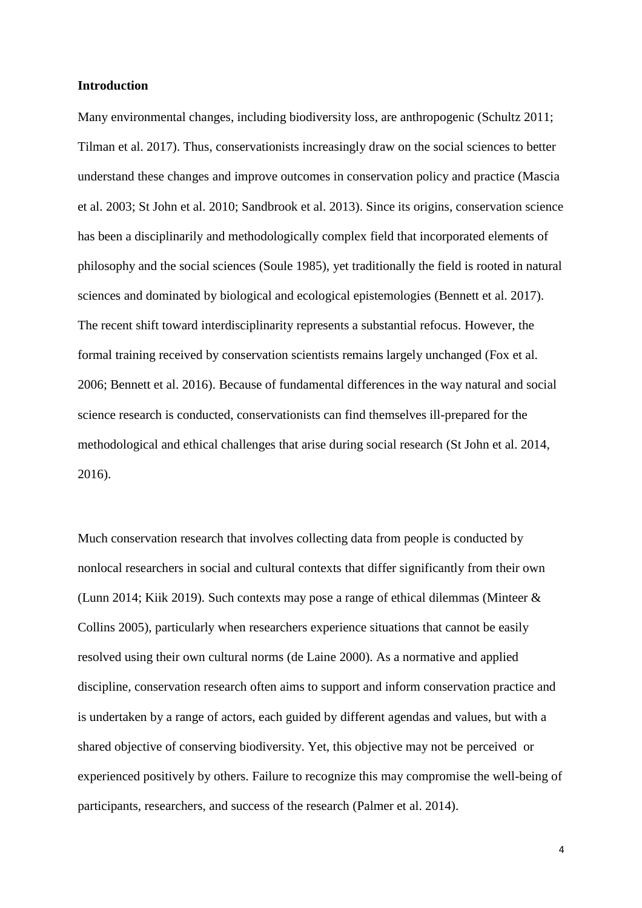**Introduction**

Many environmental changes, including biodiversity loss, are anthropogenic (Schultz 2011; Tilman et al. 2017). Thus, conservationists increasingly draw on the social sciences to better understand these changes and improve outcomes in conservation policy and practice (Mascia et al. 2003; St John et al. 2010; Sandbrook et al. 2013). Since its origins, conservation science has been a disciplinarily and methodologically complex field that incorporated elements of philosophy and the social sciences (Soule 1985), yet traditionally the field is rooted in natural sciences and dominated by biological and ecological epistemologies (Bennett et al. 2017). The recent shift toward interdisciplinarity represents a substantial refocus. However, the formal training received by conservation scientists remains largely unchanged (Fox et al. 2006; Bennett et al. 2016). Because of fundamental differences in the way natural and social science research is conducted, conservationists can find themselves ill-prepared for the methodological and ethical challenges that arise during social research (St John et al. 2014, 2016).

Much conservation research that involves collecting data from people is conducted by nonlocal researchers in social and cultural contexts that differ significantly from their own (Lunn 2014; Kiik 2019). Such contexts may pose a range of ethical dilemmas (Minteer & Collins 2005), particularly when researchers experience situations that cannot be easily resolved using their own cultural norms (de Laine 2000). As a normative and applied discipline, conservation research often aims to support and inform conservation practice and is undertaken by a range of actors, each guided by different agendas and values, but with a shared objective of conserving biodiversity. Yet, this objective may not be perceived or experienced positively by others. Failure to recognize this may compromise the well-being of participants, researchers, and success of the research (Palmer et al. 2014).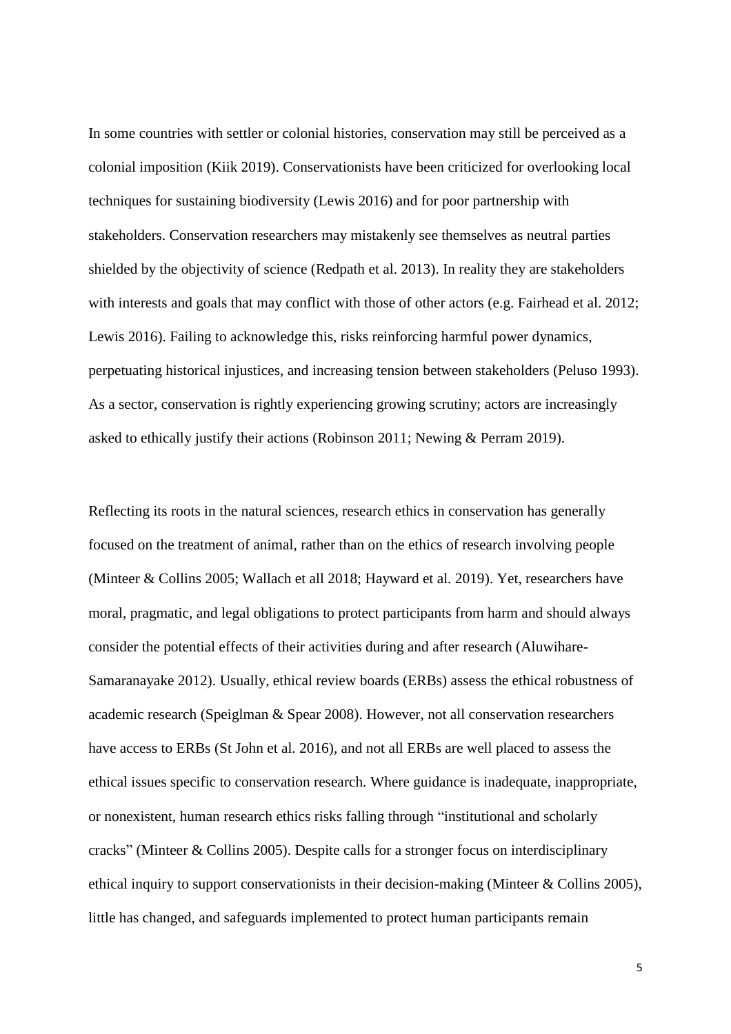In some countries with settler or colonial histories, conservation may still be perceived as a colonial imposition (Kiik 2019). Conservationists have been criticized for overlooking local techniques for sustaining biodiversity (Lewis 2016) and for poor partnership with stakeholders. Conservation researchers may mistakenly see themselves as neutral parties shielded by the objectivity of science (Redpath et al. 2013). In reality they are stakeholders with interests and goals that may conflict with those of other actors (e.g. Fairhead et al. 2012; Lewis 2016). Failing to acknowledge this, risks reinforcing harmful power dynamics, perpetuating historical injustices, and increasing tension between stakeholders (Peluso 1993). As a sector, conservation is rightly experiencing growing scrutiny; actors are increasingly asked to ethically justify their actions (Robinson 2011; Newing & Perram 2019).

Reflecting its roots in the natural sciences, research ethics in conservation has generally focused on the treatment of animal, rather than on the ethics of research involving people (Minteer & Collins 2005; Wallach et all 2018; Hayward et al. 2019). Yet, researchers have moral, pragmatic, and legal obligations to protect participants from harm and should always consider the potential effects of their activities during and after research (Aluwihare-Samaranayake 2012). Usually, ethical review boards (ERBs) assess the ethical robustness of academic research (Speiglman & Spear 2008). However, not all conservation researchers have access to ERBs (St John et al. 2016), and not all ERBs are well placed to assess the ethical issues specific to conservation research. Where guidance is inadequate, inappropriate, or nonexistent, human research ethics risks falling through "institutional and scholarly cracks" (Minteer & Collins 2005). Despite calls for a stronger focus on interdisciplinary ethical inquiry to support conservationists in their decision-making (Minteer & Collins 2005), little has changed, and safeguards implemented to protect human participants remain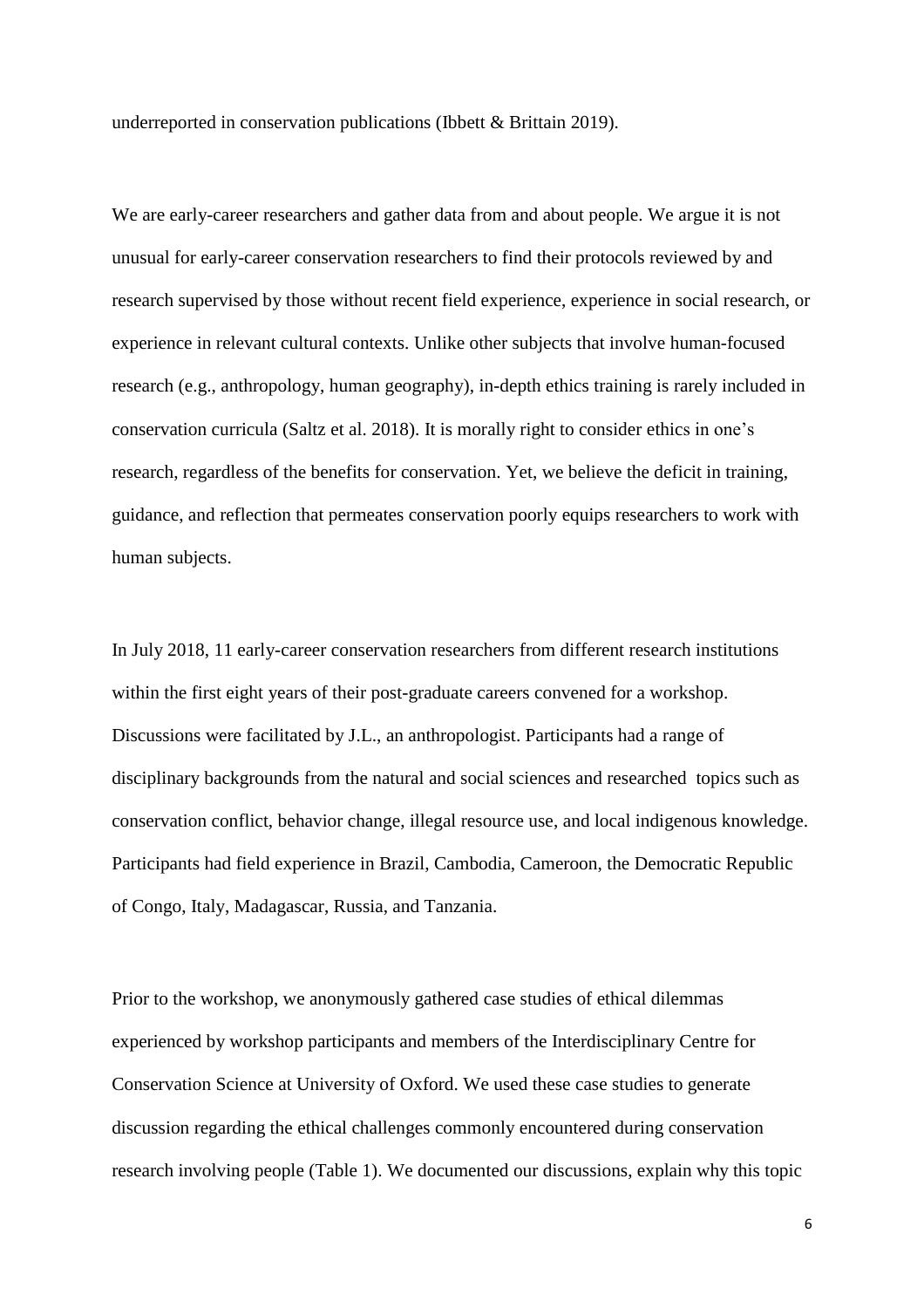underreported in conservation publications (Ibbett & Brittain 2019).

We are early-career researchers and gather data from and about people. We argue it is not unusual for early-career conservation researchers to find their protocols reviewed by and research supervised by those without recent field experience, experience in social research, or experience in relevant cultural contexts. Unlike other subjects that involve human-focused research (e.g., anthropology, human geography), in-depth ethics training is rarely included in conservation curricula (Saltz et al. 2018). It is morally right to consider ethics in one's research, regardless of the benefits for conservation. Yet, we believe the deficit in training, guidance, and reflection that permeates conservation poorly equips researchers to work with human subjects.

In July 2018, 11 early-career conservation researchers from different research institutions within the first eight years of their post-graduate careers convened for a workshop. Discussions were facilitated by J.L., an anthropologist. Participants had a range of disciplinary backgrounds from the natural and social sciences and researched topics such as conservation conflict, behavior change, illegal resource use, and local indigenous knowledge. Participants had field experience in Brazil, Cambodia, Cameroon, the Democratic Republic of Congo, Italy, Madagascar, Russia, and Tanzania.

Prior to the workshop, we anonymously gathered case studies of ethical dilemmas experienced by workshop participants and members of the Interdisciplinary Centre for Conservation Science at University of Oxford. We used these case studies to generate discussion regarding the ethical challenges commonly encountered during conservation research involving people (Table 1). We documented our discussions, explain why this topic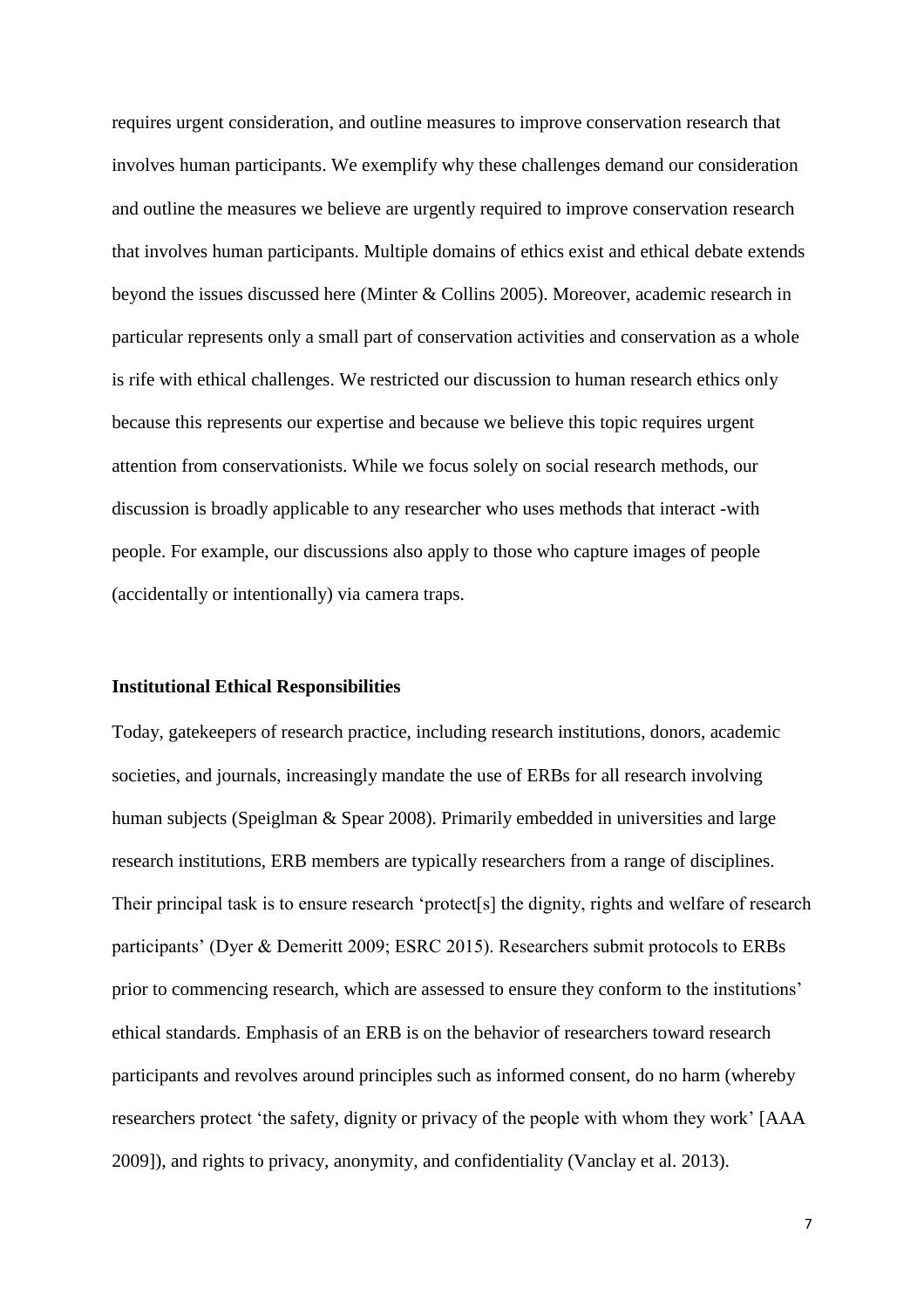requires urgent consideration, and outline measures to improve conservation research that involves human participants. We exemplify why these challenges demand our consideration and outline the measures we believe are urgently required to improve conservation research that involves human participants. Multiple domains of ethics exist and ethical debate extends beyond the issues discussed here (Minter & Collins 2005). Moreover, academic research in particular represents only a small part of conservation activities and conservation as a whole is rife with ethical challenges. We restricted our discussion to human research ethics only because this represents our expertise and because we believe this topic requires urgent attention from conservationists. While we focus solely on social research methods, our discussion is broadly applicable to any researcher who uses methods that interact -with people. For example, our discussions also apply to those who capture images of people (accidentally or intentionally) via camera traps.

**Institutional Ethical Responsibilities**

Today, gatekeepers of research practice, including research institutions, donors, academic societies, and journals, increasingly mandate the use of ERBs for all research involving human subjects (Speiglman & Spear 2008). Primarily embedded in universities and large research institutions, ERB members are typically researchers from a range of disciplines. Their principal task is to ensure research 'protect[s] the dignity, rights and welfare of research participants' (Dyer & Demeritt 2009; ESRC 2015). Researchers submit protocols to ERBs prior to commencing research, which are assessed to ensure they conform to the institutions' ethical standards. Emphasis of an ERB is on the behavior of researchers toward research participants and revolves around principles such as informed consent, do no harm (whereby researchers protect 'the safety, dignity or privacy of the people with whom they work' [AAA 2009]), and rights to privacy, anonymity, and confidentiality (Vanclay et al. 2013).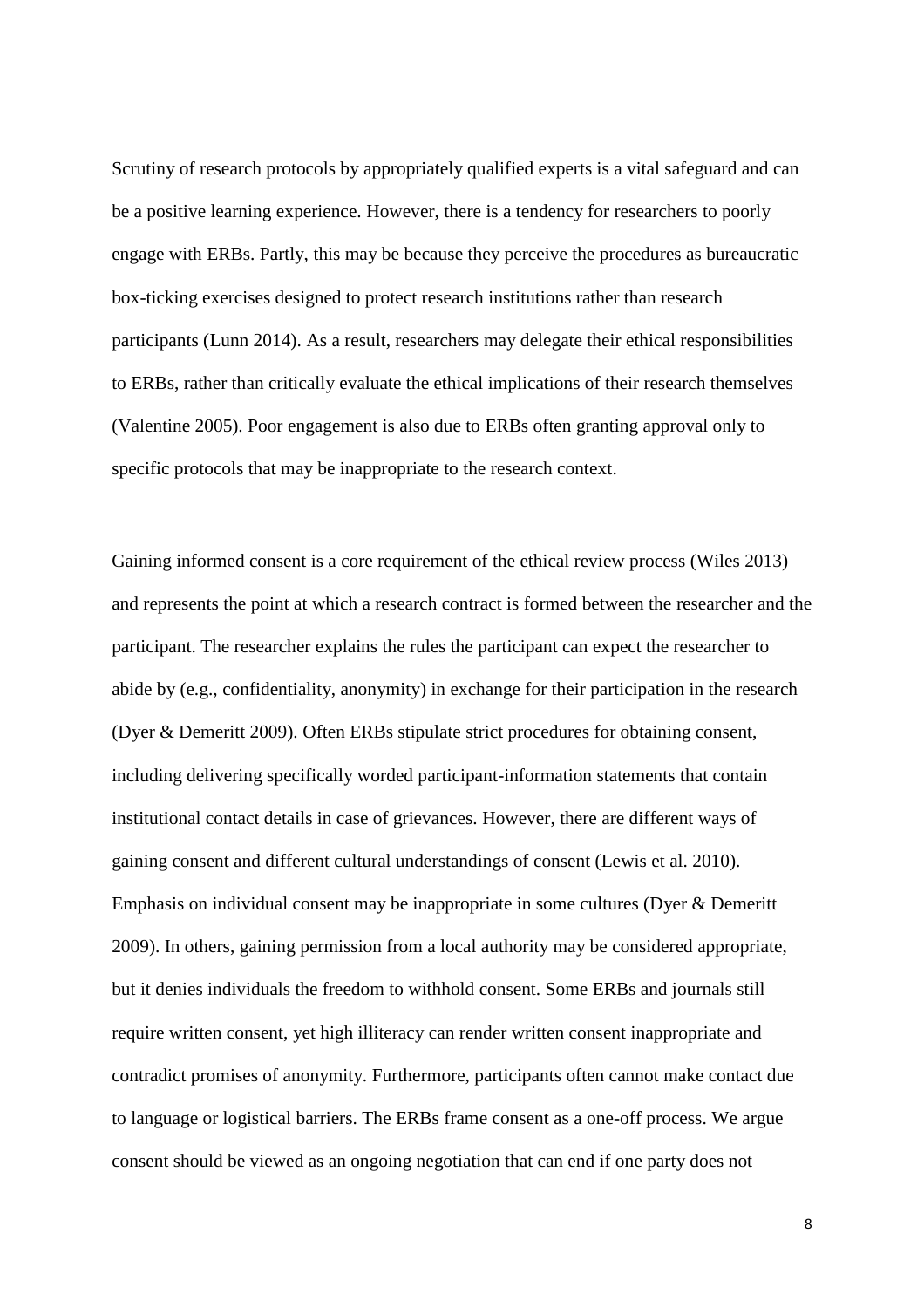Scrutiny of research protocols by appropriately qualified experts is a vital safeguard and can be a positive learning experience. However, there is a tendency for researchers to poorly engage with ERBs. Partly, this may be because they perceive the procedures as bureaucratic box-ticking exercises designed to protect research institutions rather than research participants (Lunn 2014). As a result, researchers may delegate their ethical responsibilities to ERBs, rather than critically evaluate the ethical implications of their research themselves (Valentine 2005). Poor engagement is also due to ERBs often granting approval only to specific protocols that may be inappropriate to the research context.

Gaining informed consent is a core requirement of the ethical review process (Wiles 2013) and represents the point at which a research contract is formed between the researcher and the participant. The researcher explains the rules the participant can expect the researcher to abide by (e.g., confidentiality, anonymity) in exchange for their participation in the research (Dyer & Demeritt 2009). Often ERBs stipulate strict procedures for obtaining consent, including delivering specifically worded participant-information statements that contain institutional contact details in case of grievances. However, there are different ways of gaining consent and different cultural understandings of consent (Lewis et al. 2010). Emphasis on individual consent may be inappropriate in some cultures (Dyer & Demeritt 2009). In others, gaining permission from a local authority may be considered appropriate, but it denies individuals the freedom to withhold consent. Some ERBs and journals still require written consent, yet high illiteracy can render written consent inappropriate and contradict promises of anonymity. Furthermore, participants often cannot make contact due to language or logistical barriers. The ERBs frame consent as a one-off process. We argue consent should be viewed as an ongoing negotiation that can end if one party does not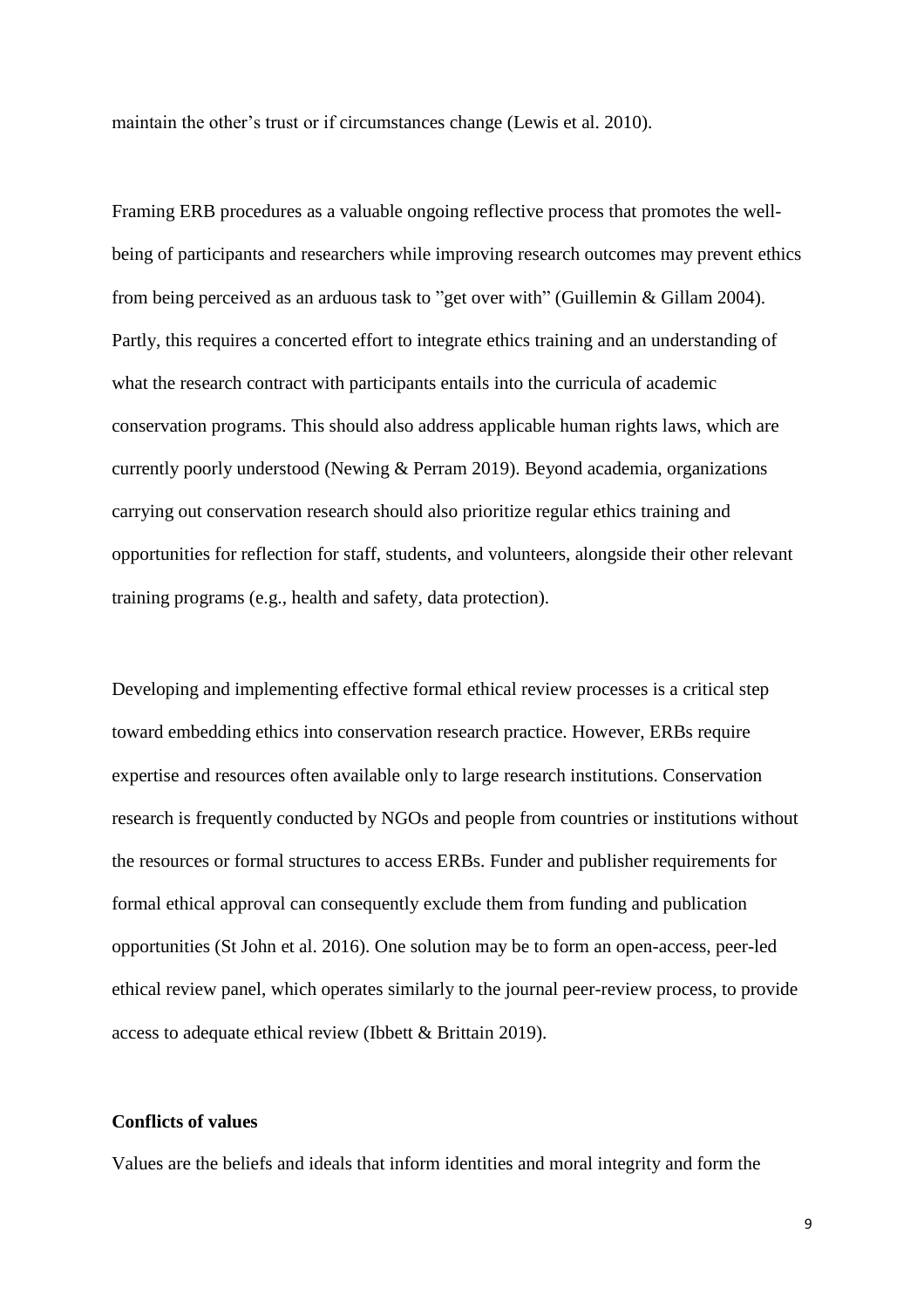maintain the other's trust or if circumstances change (Lewis et al. 2010).

Framing ERB procedures as a valuable ongoing reflective process that promotes the well-being of participants and researchers while improving research outcomes may prevent ethics from being perceived as an arduous task to "get over with" (Guillemin & Gillam 2004). Partly, this requires a concerted effort to integrate ethics training and an understanding of what the research contract with participants entails into the curricula of academic conservation programs. This should also address applicable human rights laws, which are currently poorly understood (Newing & Perram 2019). Beyond academia, organizations carrying out conservation research should also prioritize regular ethics training and opportunities for reflection for staff, students, and volunteers, alongside their other relevant training programs (e.g., health and safety, data protection).

Developing and implementing effective formal ethical review processes is a critical step toward embedding ethics into conservation research practice. However, ERBs require expertise and resources often available only to large research institutions. Conservation research is frequently conducted by NGOs and people from countries or institutions without the resources or formal structures to access ERBs. Funder and publisher requirements for formal ethical approval can consequently exclude them from funding and publication opportunities (St John et al. 2016). One solution may be to form an open-access, peer-led ethical review panel, which operates similarly to the journal peer-review process, to provide access to adequate ethical review (Ibbett & Brittain 2019).

**Conflicts of values**

Values are the beliefs and ideals that inform identities and moral integrity and form the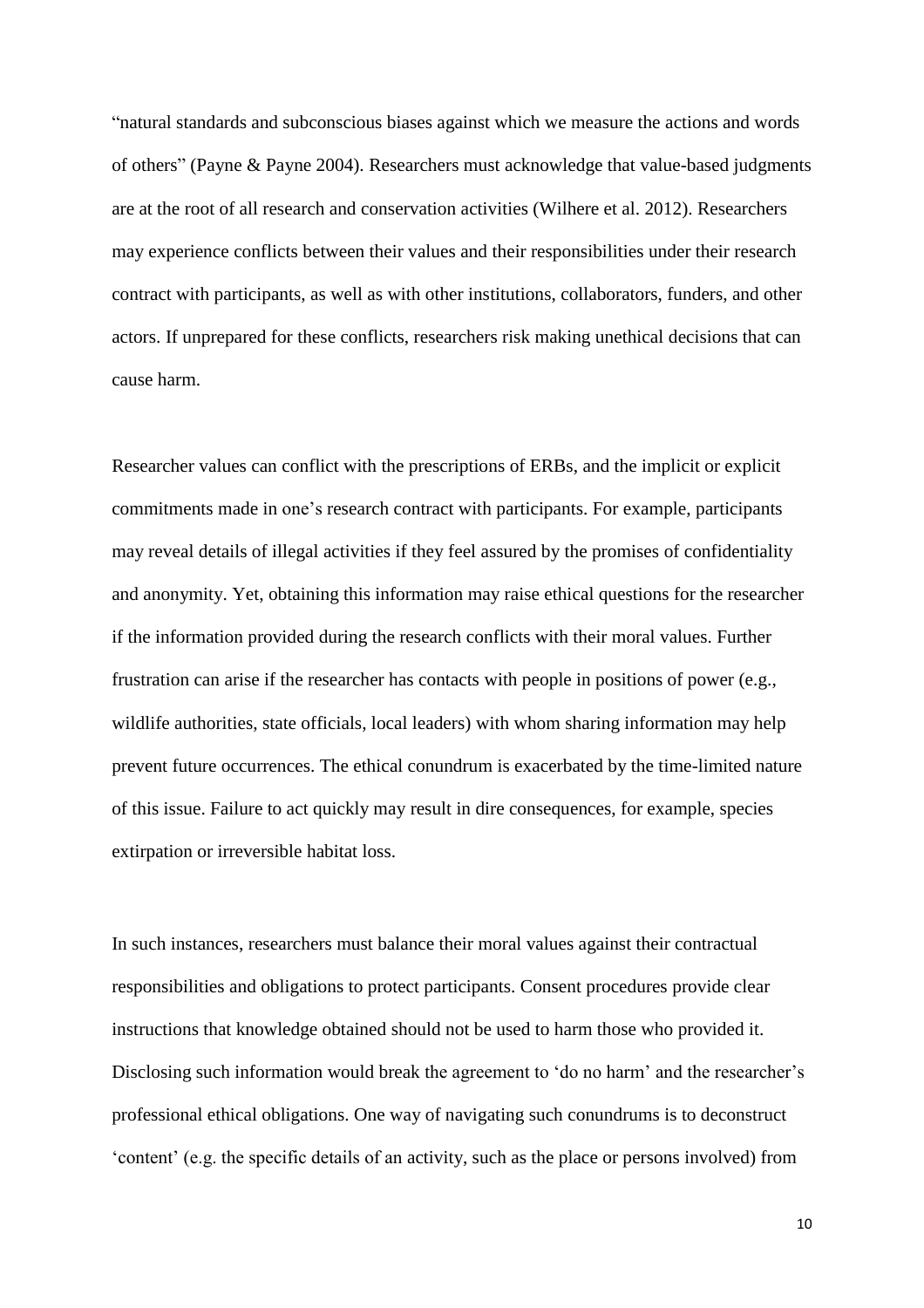"natural standards and subconscious biases against which we measure the actions and words of others" (Payne & Payne 2004). Researchers must acknowledge that value-based judgments are at the root of all research and conservation activities (Wilhere et al. 2012). Researchers may experience conflicts between their values and their responsibilities under their research contract with participants, as well as with other institutions, collaborators, funders, and other actors. If unprepared for these conflicts, researchers risk making unethical decisions that can cause harm.

Researcher values can conflict with the prescriptions of ERBs, and the implicit or explicit commitments made in one's research contract with participants. For example, participants may reveal details of illegal activities if they feel assured by the promises of confidentiality and anonymity. Yet, obtaining this information may raise ethical questions for the researcher if the information provided during the research conflicts with their moral values. Further frustration can arise if the researcher has contacts with people in positions of power (e.g., wildlife authorities, state officials, local leaders) with whom sharing information may help prevent future occurrences. The ethical conundrum is exacerbated by the time-limited nature of this issue. Failure to act quickly may result in dire consequences, for example, species extirpation or irreversible habitat loss.

In such instances, researchers must balance their moral values against their contractual responsibilities and obligations to protect participants. Consent procedures provide clear instructions that knowledge obtained should not be used to harm those who provided it. Disclosing such information would break the agreement to 'do no harm' and the researcher's professional ethical obligations. One way of navigating such conundrums is to deconstruct 'content' (e.g. the specific details of an activity, such as the place or persons involved) from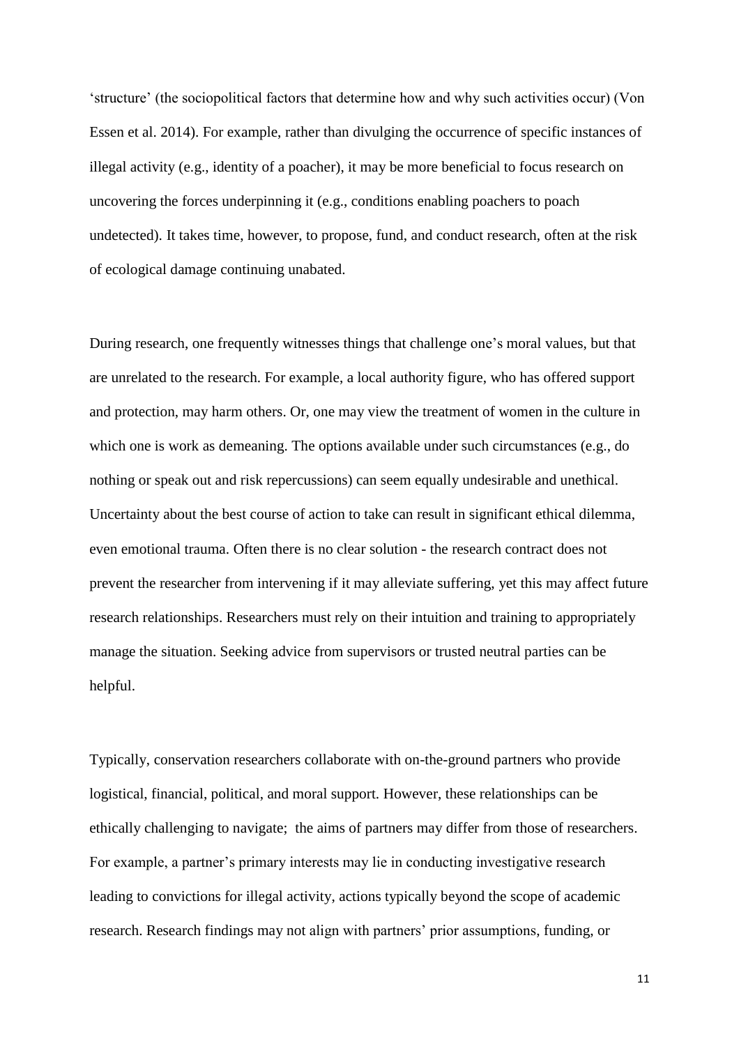'structure' (the sociopolitical factors that determine how and why such activities occur) (Von Essen et al. 2014). For example, rather than divulging the occurrence of specific instances of illegal activity (e.g., identity of a poacher), it may be more beneficial to focus research on uncovering the forces underpinning it (e.g., conditions enabling poachers to poach undetected). It takes time, however, to propose, fund, and conduct research, often at the risk of ecological damage continuing unabated.

During research, one frequently witnesses things that challenge one's moral values, but that are unrelated to the research. For example, a local authority figure, who has offered support and protection, may harm others. Or, one may view the treatment of women in the culture in which one is work as demeaning. The options available under such circumstances (e.g., do nothing or speak out and risk repercussions) can seem equally undesirable and unethical. Uncertainty about the best course of action to take can result in significant ethical dilemma, even emotional trauma. Often there is no clear solution - the research contract does not prevent the researcher from intervening if it may alleviate suffering, yet this may affect future research relationships. Researchers must rely on their intuition and training to appropriately manage the situation. Seeking advice from supervisors or trusted neutral parties can be helpful.

Typically, conservation researchers collaborate with on-the-ground partners who provide logistical, financial, political, and moral support. However, these relationships can be ethically challenging to navigate; the aims of partners may differ from those of researchers. For example, a partner's primary interests may lie in conducting investigative research leading to convictions for illegal activity, actions typically beyond the scope of academic research. Research findings may not align with partners' prior assumptions, funding, or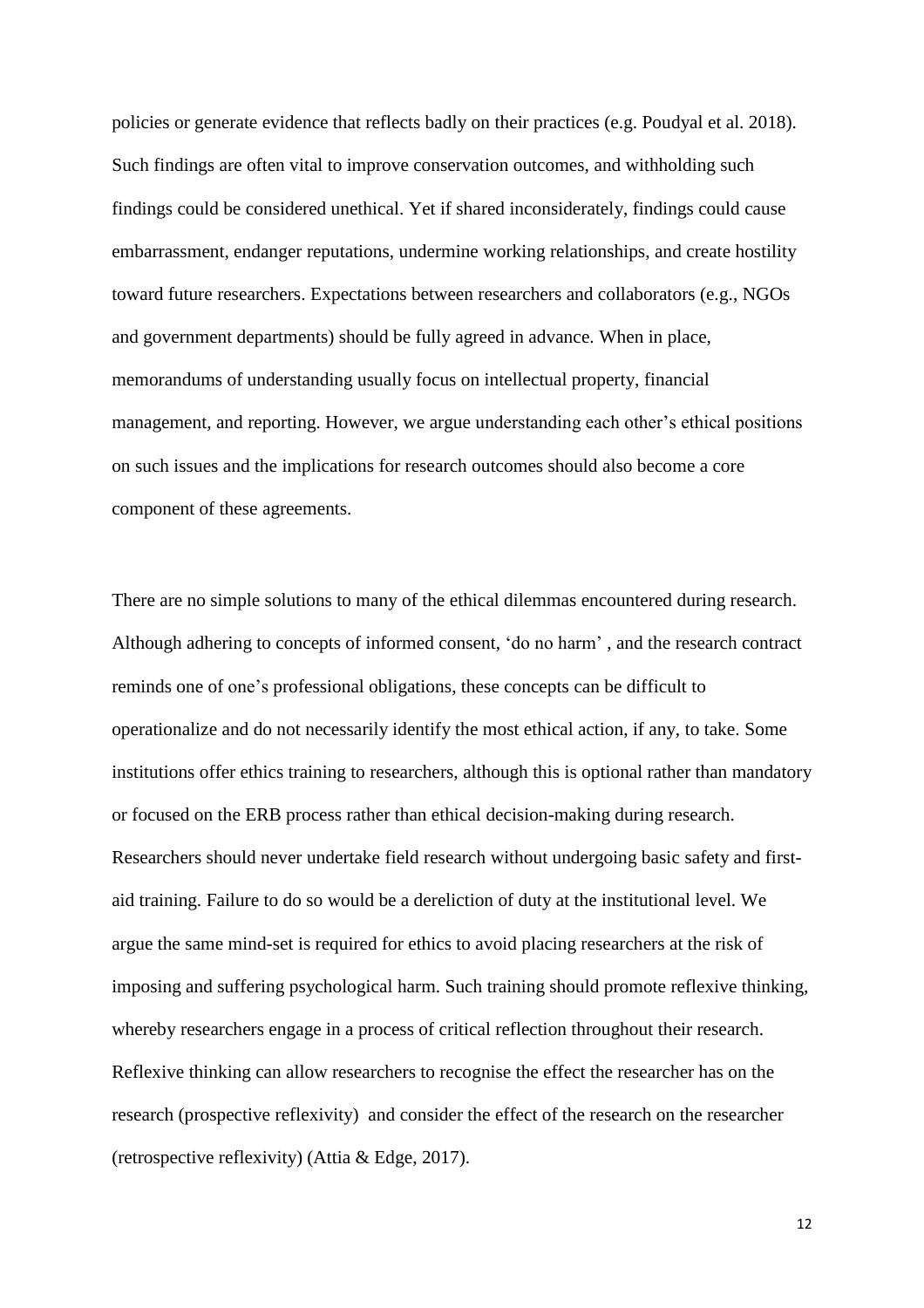policies or generate evidence that reflects badly on their practices (e.g. Poudyal et al. 2018). Such findings are often vital to improve conservation outcomes, and withholding such findings could be considered unethical. Yet if shared inconsiderately, findings could cause embarrassment, endanger reputations, undermine working relationships, and create hostility toward future researchers. Expectations between researchers and collaborators (e.g., NGOs and government departments) should be fully agreed in advance. When in place, memorandums of understanding usually focus on intellectual property, financial management, and reporting. However, we argue understanding each other's ethical positions on such issues and the implications for research outcomes should also become a core component of these agreements.

There are no simple solutions to many of the ethical dilemmas encountered during research. Although adhering to concepts of informed consent, 'do no harm' , and the research contract reminds one of one's professional obligations, these concepts can be difficult to operationalize and do not necessarily identify the most ethical action, if any, to take. Some institutions offer ethics training to researchers, although this is optional rather than mandatory or focused on the ERB process rather than ethical decision-making during research. Researchers should never undertake field research without undergoing basic safety and first-aid training. Failure to do so would be a dereliction of duty at the institutional level. We argue the same mind-set is required for ethics to avoid placing researchers at the risk of imposing and suffering psychological harm. Such training should promote reflexive thinking, whereby researchers engage in a process of critical reflection throughout their research. Reflexive thinking can allow researchers to recognise the effect the researcher has on the research (prospective reflexivity) and consider the effect of the research on the researcher (retrospective reflexivity) (Attia & Edge, 2017).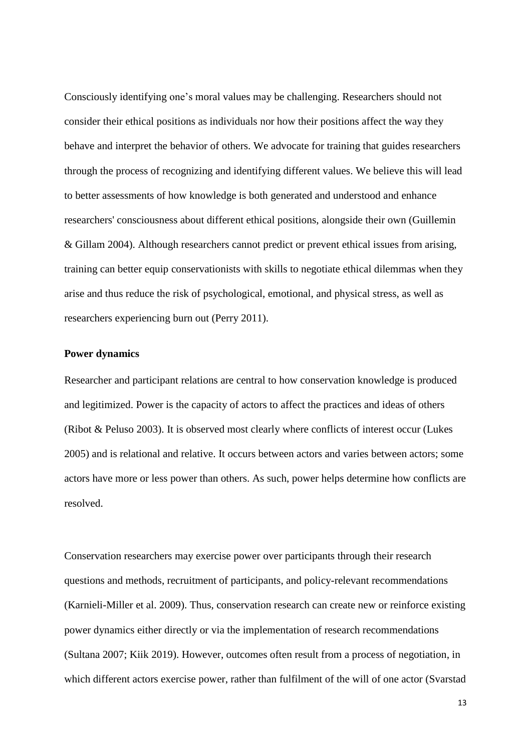Consciously identifying one's moral values may be challenging. Researchers should not consider their ethical positions as individuals nor how their positions affect the way they behave and interpret the behavior of others. We advocate for training that guides researchers through the process of recognizing and identifying different values. We believe this will lead to better assessments of how knowledge is both generated and understood and enhance researchers' consciousness about different ethical positions, alongside their own (Guillemin & Gillam 2004). Although researchers cannot predict or prevent ethical issues from arising, training can better equip conservationists with skills to negotiate ethical dilemmas when they arise and thus reduce the risk of psychological, emotional, and physical stress, as well as researchers experiencing burn out (Perry 2011).

**Power dynamics**

Researcher and participant relations are central to how conservation knowledge is produced and legitimized. Power is the capacity of actors to affect the practices and ideas of others (Ribot & Peluso 2003). It is observed most clearly where conflicts of interest occur (Lukes 2005) and is relational and relative. It occurs between actors and varies between actors; some actors have more or less power than others. As such, power helps determine how conflicts are resolved.

Conservation researchers may exercise power over participants through their research questions and methods, recruitment of participants, and policy-relevant recommendations (Karnieli-Miller et al. 2009). Thus, conservation research can create new or reinforce existing power dynamics either directly or via the implementation of research recommendations (Sultana 2007; Kiik 2019). However, outcomes often result from a process of negotiation, in which different actors exercise power, rather than fulfilment of the will of one actor (Svarstad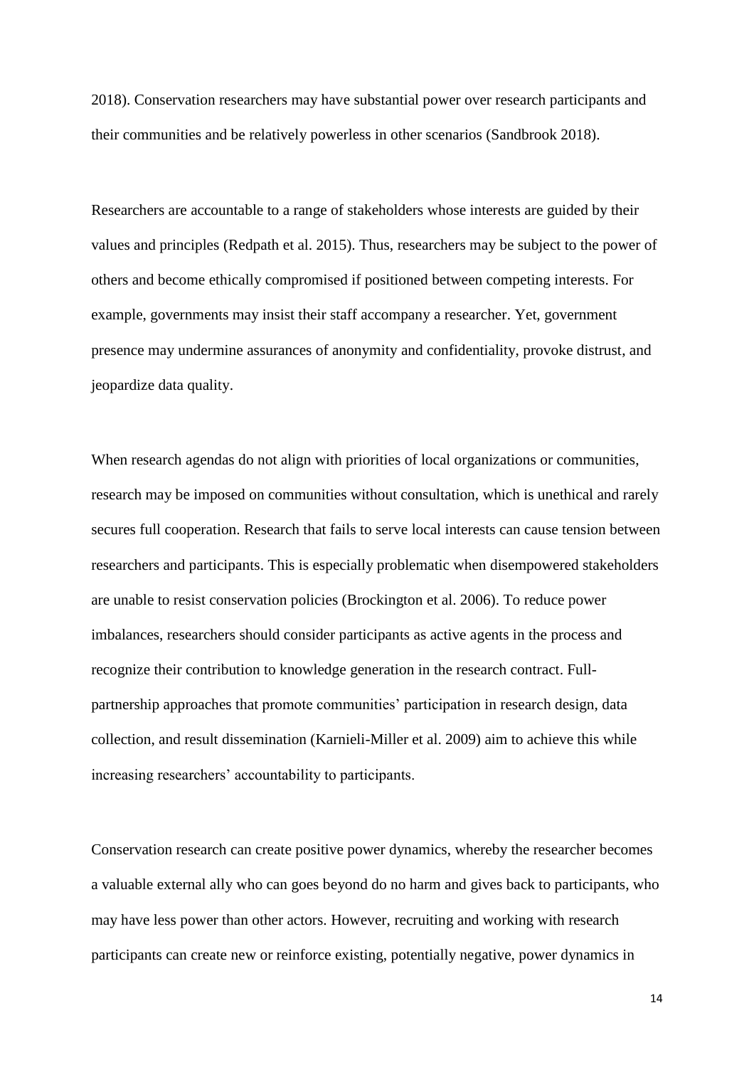2018). Conservation researchers may have substantial power over research participants and their communities and be relatively powerless in other scenarios (Sandbrook 2018).

Researchers are accountable to a range of stakeholders whose interests are guided by their values and principles (Redpath et al. 2015). Thus, researchers may be subject to the power of others and become ethically compromised if positioned between competing interests. For example, governments may insist their staff accompany a researcher. Yet, government presence may undermine assurances of anonymity and confidentiality, provoke distrust, and jeopardize data quality.

When research agendas do not align with priorities of local organizations or communities, research may be imposed on communities without consultation, which is unethical and rarely secures full cooperation. Research that fails to serve local interests can cause tension between researchers and participants. This is especially problematic when disempowered stakeholders are unable to resist conservation policies (Brockington et al. 2006). To reduce power imbalances, researchers should consider participants as active agents in the process and recognize their contribution to knowledge generation in the research contract. Full-partnership approaches that promote communities' participation in research design, data collection, and result dissemination (Karnieli-Miller et al. 2009) aim to achieve this while increasing researchers' accountability to participants.

Conservation research can create positive power dynamics, whereby the researcher becomes a valuable external ally who can goes beyond do no harm and gives back to participants, who may have less power than other actors. However, recruiting and working with research participants can create new or reinforce existing, potentially negative, power dynamics in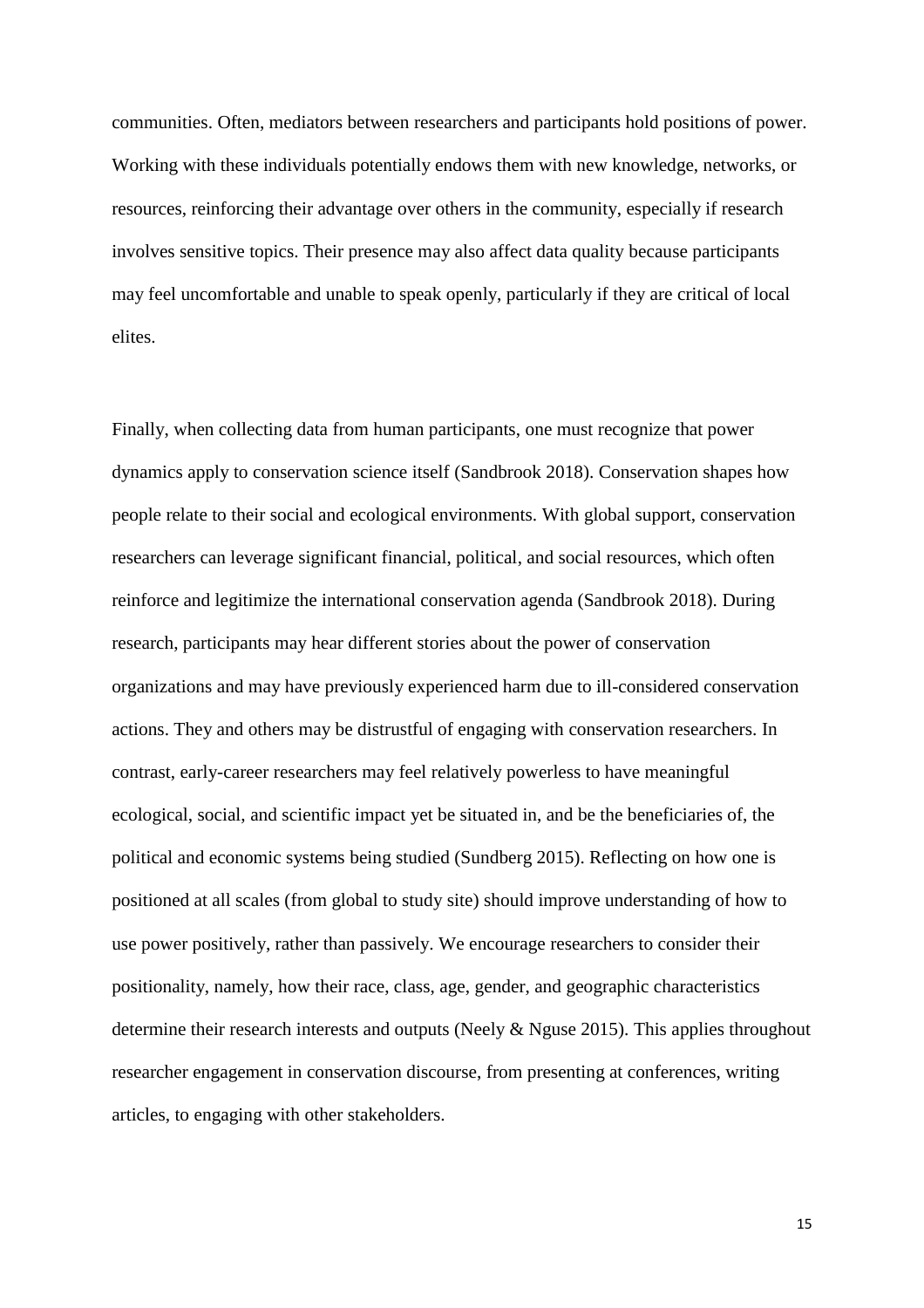communities. Often, mediators between researchers and participants hold positions of power. Working with these individuals potentially endows them with new knowledge, networks, or resources, reinforcing their advantage over others in the community, especially if research involves sensitive topics. Their presence may also affect data quality because participants may feel uncomfortable and unable to speak openly, particularly if they are critical of local elites.

Finally, when collecting data from human participants, one must recognize that power dynamics apply to conservation science itself (Sandbrook 2018). Conservation shapes how people relate to their social and ecological environments. With global support, conservation researchers can leverage significant financial, political, and social resources, which often reinforce and legitimize the international conservation agenda (Sandbrook 2018). During research, participants may hear different stories about the power of conservation organizations and may have previously experienced harm due to ill-considered conservation actions. They and others may be distrustful of engaging with conservation researchers. In contrast, early-career researchers may feel relatively powerless to have meaningful ecological, social, and scientific impact yet be situated in, and be the beneficiaries of, the political and economic systems being studied (Sundberg 2015). Reflecting on how one is positioned at all scales (from global to study site) should improve understanding of how to use power positively, rather than passively. We encourage researchers to consider their positionality, namely, how their race, class, age, gender, and geographic characteristics determine their research interests and outputs (Neely & Nguse 2015). This applies throughout researcher engagement in conservation discourse, from presenting at conferences, writing articles, to engaging with other stakeholders.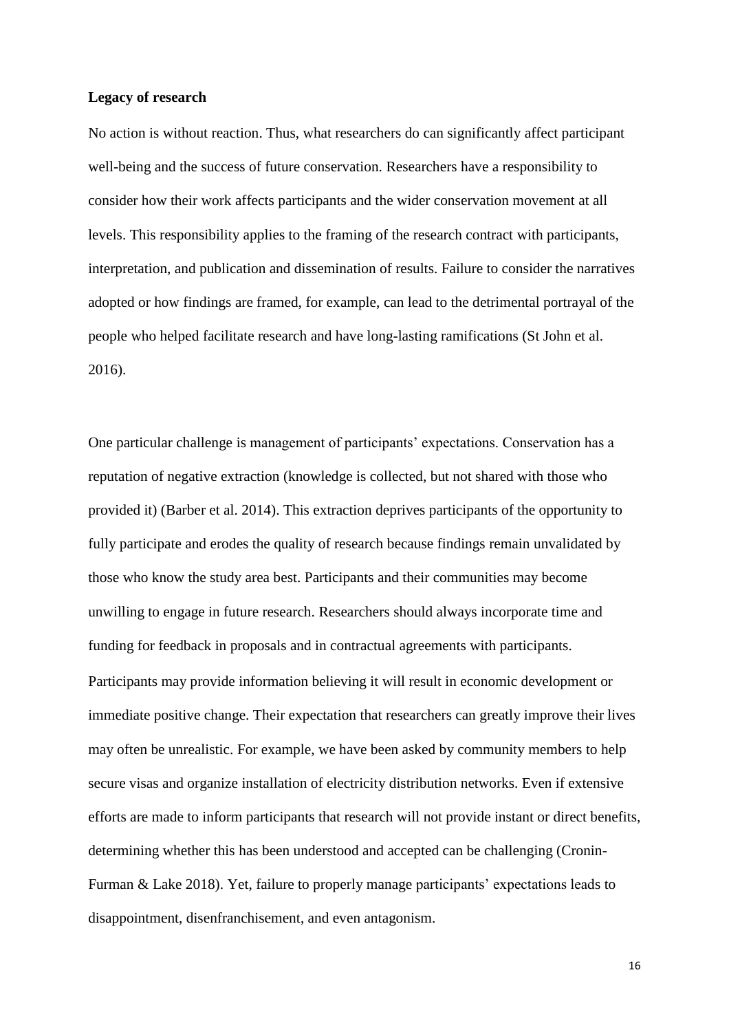**Legacy of research**

No action is without reaction. Thus, what researchers do can significantly affect participant well-being and the success of future conservation. Researchers have a responsibility to consider how their work affects participants and the wider conservation movement at all levels. This responsibility applies to the framing of the research contract with participants, interpretation, and publication and dissemination of results. Failure to consider the narratives adopted or how findings are framed, for example, can lead to the detrimental portrayal of the people who helped facilitate research and have long-lasting ramifications (St John et al. 2016).

One particular challenge is management of participants' expectations. Conservation has a reputation of negative extraction (knowledge is collected, but not shared with those who provided it) (Barber et al. 2014). This extraction deprives participants of the opportunity to fully participate and erodes the quality of research because findings remain unvalidated by those who know the study area best. Participants and their communities may become unwilling to engage in future research. Researchers should always incorporate time and funding for feedback in proposals and in contractual agreements with participants. Participants may provide information believing it will result in economic development or immediate positive change. Their expectation that researchers can greatly improve their lives may often be unrealistic. For example, we have been asked by community members to help secure visas and organize installation of electricity distribution networks. Even if extensive efforts are made to inform participants that research will not provide instant or direct benefits, determining whether this has been understood and accepted can be challenging (Cronin-Furman & Lake 2018). Yet, failure to properly manage participants' expectations leads to disappointment, disenfranchisement, and even antagonism.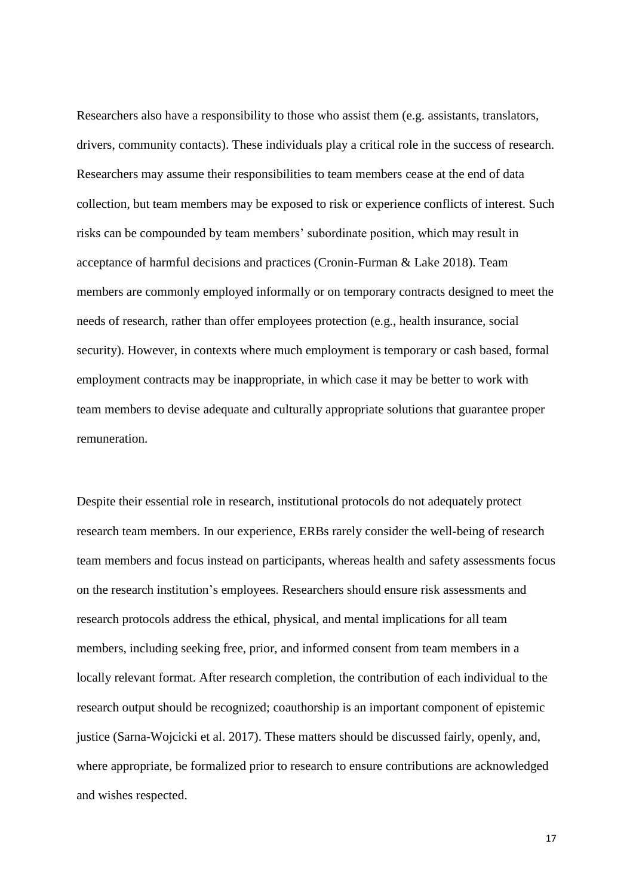Researchers also have a responsibility to those who assist them (e.g. assistants, translators, drivers, community contacts). These individuals play a critical role in the success of research. Researchers may assume their responsibilities to team members cease at the end of data collection, but team members may be exposed to risk or experience conflicts of interest. Such risks can be compounded by team members' subordinate position, which may result in acceptance of harmful decisions and practices (Cronin-Furman & Lake 2018). Team members are commonly employed informally or on temporary contracts designed to meet the needs of research, rather than offer employees protection (e.g., health insurance, social security). However, in contexts where much employment is temporary or cash based, formal employment contracts may be inappropriate, in which case it may be better to work with team members to devise adequate and culturally appropriate solutions that guarantee proper remuneration.

Despite their essential role in research, institutional protocols do not adequately protect research team members. In our experience, ERBs rarely consider the well-being of research team members and focus instead on participants, whereas health and safety assessments focus on the research institution's employees. Researchers should ensure risk assessments and research protocols address the ethical, physical, and mental implications for all team members, including seeking free, prior, and informed consent from team members in a locally relevant format. After research completion, the contribution of each individual to the research output should be recognized; coauthorship is an important component of epistemic justice (Sarna-Wojcicki et al. 2017). These matters should be discussed fairly, openly, and, where appropriate, be formalized prior to research to ensure contributions are acknowledged and wishes respected.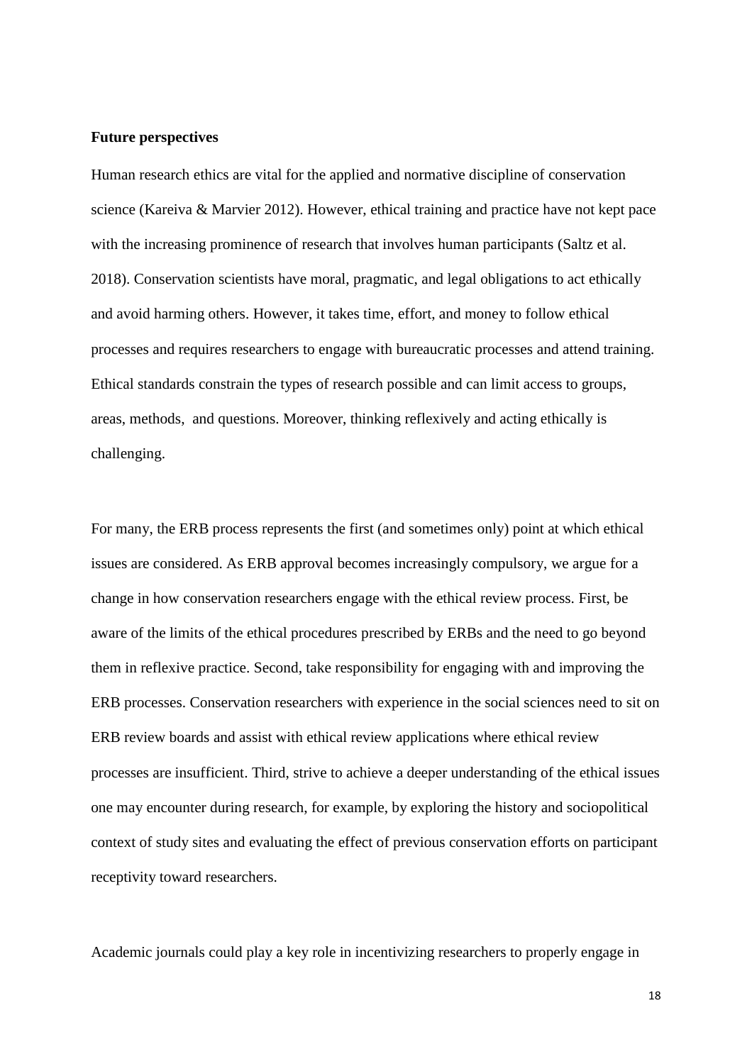**Future perspectives**

Human research ethics are vital for the applied and normative discipline of conservation science (Kareiva & Marvier 2012). However, ethical training and practice have not kept pace with the increasing prominence of research that involves human participants (Saltz et al. 2018). Conservation scientists have moral, pragmatic, and legal obligations to act ethically and avoid harming others. However, it takes time, effort, and money to follow ethical processes and requires researchers to engage with bureaucratic processes and attend training. Ethical standards constrain the types of research possible and can limit access to groups, areas, methods, and questions. Moreover, thinking reflexively and acting ethically is challenging.

For many, the ERB process represents the first (and sometimes only) point at which ethical issues are considered. As ERB approval becomes increasingly compulsory, we argue for a change in how conservation researchers engage with the ethical review process. First, be aware of the limits of the ethical procedures prescribed by ERBs and the need to go beyond them in reflexive practice. Second, take responsibility for engaging with and improving the ERB processes. Conservation researchers with experience in the social sciences need to sit on ERB review boards and assist with ethical review applications where ethical review processes are insufficient. Third, strive to achieve a deeper understanding of the ethical issues one may encounter during research, for example, by exploring the history and sociopolitical context of study sites and evaluating the effect of previous conservation efforts on participant receptivity toward researchers.

Academic journals could play a key role in incentivizing researchers to properly engage in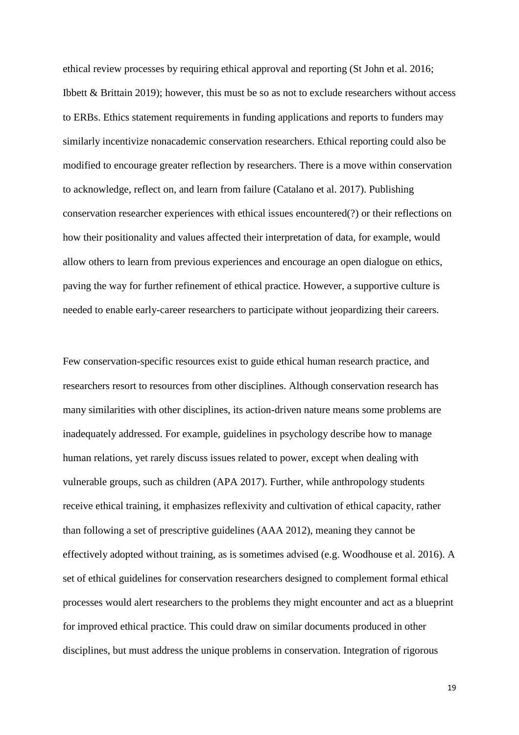ethical review processes by requiring ethical approval and reporting (St John et al. 2016; Ibbett & Brittain 2019); however, this must be so as not to exclude researchers without access to ERBs. Ethics statement requirements in funding applications and reports to funders may similarly incentivize nonacademic conservation researchers. Ethical reporting could also be modified to encourage greater reflection by researchers. There is a move within conservation to acknowledge, reflect on, and learn from failure (Catalano et al. 2017). Publishing conservation researcher experiences with ethical issues encountered(?) or their reflections on how their positionality and values affected their interpretation of data, for example, would allow others to learn from previous experiences and encourage an open dialogue on ethics, paving the way for further refinement of ethical practice. However, a supportive culture is needed to enable early-career researchers to participate without jeopardizing their careers.

Few conservation-specific resources exist to guide ethical human research practice, and researchers resort to resources from other disciplines. Although conservation research has many similarities with other disciplines, its action-driven nature means some problems are inadequately addressed. For example, guidelines in psychology describe how to manage human relations, yet rarely discuss issues related to power, except when dealing with vulnerable groups, such as children (APA 2017). Further, while anthropology students receive ethical training, it emphasizes reflexivity and cultivation of ethical capacity, rather than following a set of prescriptive guidelines (AAA 2012), meaning they cannot be effectively adopted without training, as is sometimes advised (e.g. Woodhouse et al. 2016). A set of ethical guidelines for conservation researchers designed to complement formal ethical processes would alert researchers to the problems they might encounter and act as a blueprint for improved ethical practice. This could draw on similar documents produced in other disciplines, but must address the unique problems in conservation. Integration of rigorous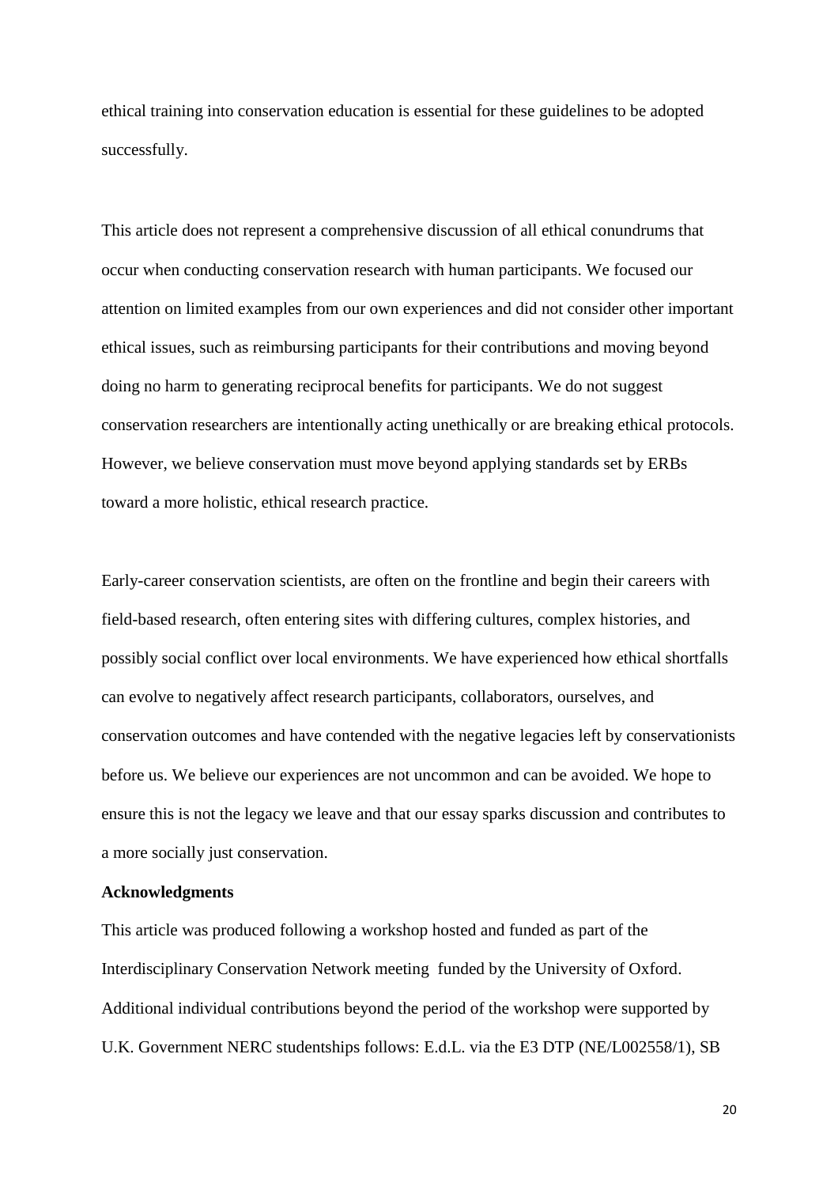ethical training into conservation education is essential for these guidelines to be adopted successfully.

This article does not represent a comprehensive discussion of all ethical conundrums that occur when conducting conservation research with human participants. We focused our attention on limited examples from our own experiences and did not consider other important ethical issues, such as reimbursing participants for their contributions and moving beyond doing no harm to generating reciprocal benefits for participants. We do not suggest conservation researchers are intentionally acting unethically or are breaking ethical protocols. However, we believe conservation must move beyond applying standards set by ERBs toward a more holistic, ethical research practice.

Early-career conservation scientists, are often on the frontline and begin their careers with field-based research, often entering sites with differing cultures, complex histories, and possibly social conflict over local environments. We have experienced how ethical shortfalls can evolve to negatively affect research participants, collaborators, ourselves, and conservation outcomes and have contended with the negative legacies left by conservationists before us. We believe our experiences are not uncommon and can be avoided. We hope to ensure this is not the legacy we leave and that our essay sparks discussion and contributes to a more socially just conservation.

**Acknowledgments**

This article was produced following a workshop hosted and funded as part of the Interdisciplinary Conservation Network meeting funded by the University of Oxford. Additional individual contributions beyond the period of the workshop were supported by U.K. Government NERC studentships follows: E.d.L. via the E3 DTP (NE/L002558/1), SB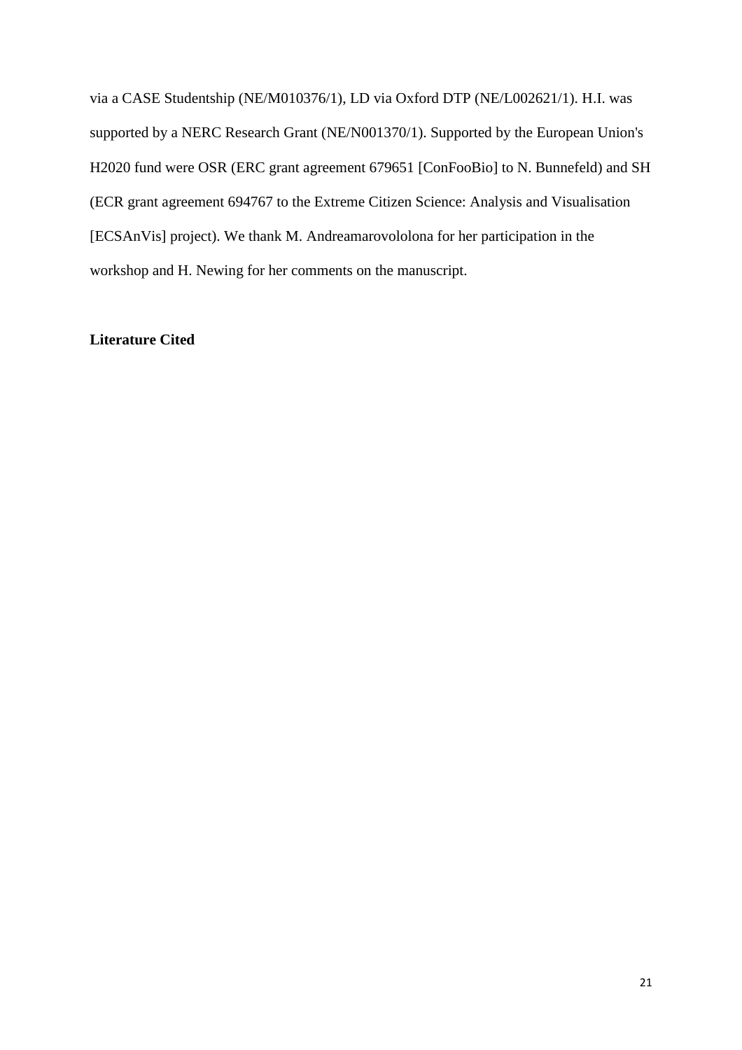via a CASE Studentship (NE/M010376/1), LD via Oxford DTP (NE/L002621/1). H.I. was supported by a NERC Research Grant (NE/N001370/1). Supported by the European Union's H2020 fund were OSR (ERC grant agreement 679651 [ConFooBio] to N. Bunnefeld) and SH (ECR grant agreement 694767 to the Extreme Citizen Science: Analysis and Visualisation [ECSAnVis] project). We thank M. Andreamarovololona for her participation in the workshop and H. Newing for her comments on the manuscript.

**Literature Cited**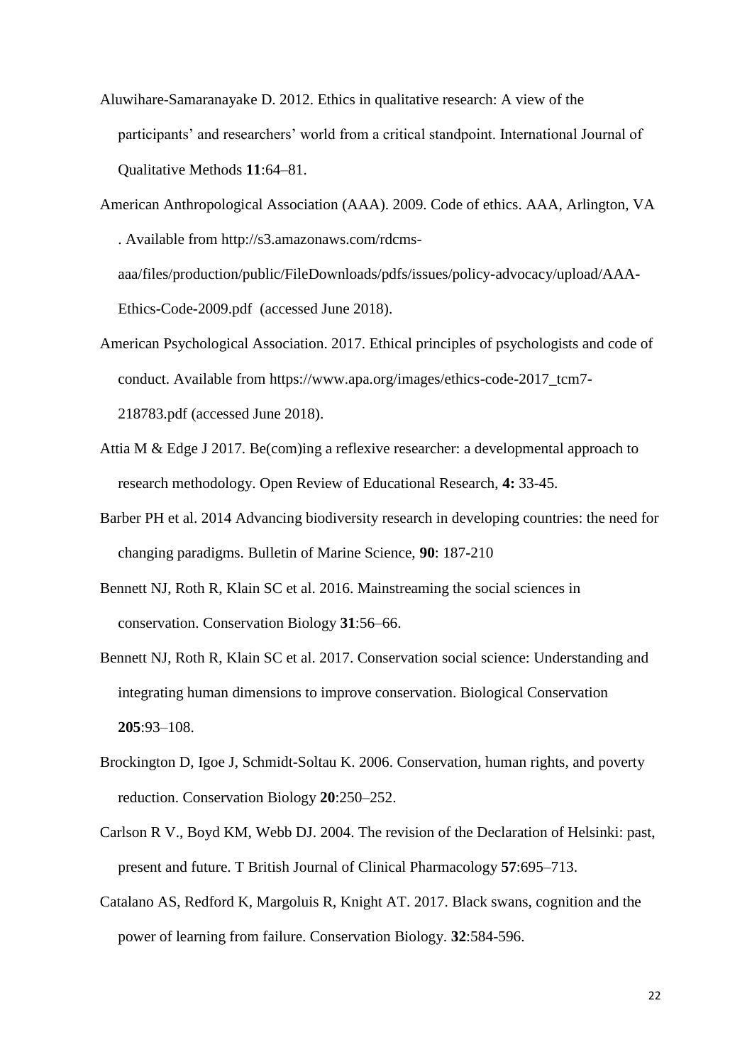Aluwihare-Samaranayake D. 2012. Ethics in qualitative research: A view of the participants' and researchers' world from a critical standpoint. International Journal of Qualitative Methods **11**:64–81.

American Anthropological Association (AAA). 2009. Code of ethics. AAA, Arlington, VA . Available from http://s3.amazonaws.com/rdcms-aaa/files/production/public/FileDownloads/pdfs/issues/policy-advocacy/upload/AAA-Ethics-Code-2009.pdf (accessed June 2018).

American Psychological Association. 2017. Ethical principles of psychologists and code of conduct. Available from https://www.apa.org/images/ethics-code-2017_tcm7-218783.pdf (accessed June 2018).

Attia M & Edge J 2017. Be(com)ing a reflexive researcher: a developmental approach to research methodology. Open Review of Educational Research, **4:** 33-45.

Barber PH et al. 2014 Advancing biodiversity research in developing countries: the need for changing paradigms. Bulletin of Marine Science, **90**: 187-210

Bennett NJ, Roth R, Klain SC et al. 2016. Mainstreaming the social sciences in conservation. Conservation Biology **31**:56–66.

Bennett NJ, Roth R, Klain SC et al. 2017. Conservation social science: Understanding and integrating human dimensions to improve conservation. Biological Conservation **205**:93–108.

Brockington D, Igoe J, Schmidt-Soltau K. 2006. Conservation, human rights, and poverty reduction. Conservation Biology **20**:250–252.

Carlson R V., Boyd KM, Webb DJ. 2004. The revision of the Declaration of Helsinki: past, present and future. T British Journal of Clinical Pharmacology **57**:695–713.

Catalano AS, Redford K, Margoluis R, Knight AT. 2017. Black swans, cognition and the power of learning from failure. Conservation Biology. **32**:584-596.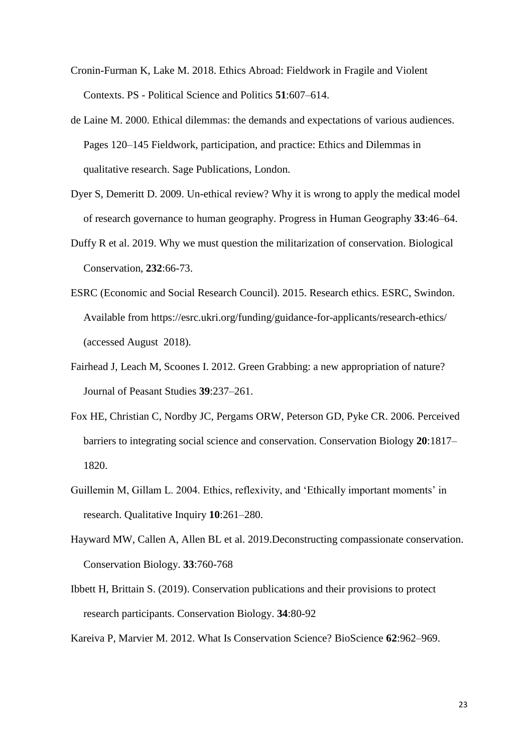Cronin-Furman K, Lake M. 2018. Ethics Abroad: Fieldwork in Fragile and Violent Contexts. PS - Political Science and Politics **51**:607–614.

de Laine M. 2000. Ethical dilemmas: the demands and expectations of various audiences. Pages 120–145 Fieldwork, participation, and practice: Ethics and Dilemmas in qualitative research. Sage Publications, London.

Dyer S, Demeritt D. 2009. Un-ethical review? Why it is wrong to apply the medical model of research governance to human geography. Progress in Human Geography **33**:46–64.

Duffy R et al. 2019. Why we must question the militarization of conservation. Biological Conservation, **232**:66-73.

ESRC (Economic and Social Research Council). 2015. Research ethics. ESRC, Swindon. Available from https://esrc.ukri.org/funding/guidance-for-applicants/research-ethics/ (accessed August 2018).

Fairhead J, Leach M, Scoones I. 2012. Green Grabbing: a new appropriation of nature? Journal of Peasant Studies **39**:237–261.

Fox HE, Christian C, Nordby JC, Pergams ORW, Peterson GD, Pyke CR. 2006. Perceived barriers to integrating social science and conservation. Conservation Biology **20**:1817–1820.

Guillemin M, Gillam L. 2004. Ethics, reflexivity, and 'Ethically important moments' in research. Qualitative Inquiry **10**:261–280.

Hayward MW, Callen A, Allen BL et al. 2019.Deconstructing compassionate conservation. Conservation Biology. **33**:760-768

Ibbett H, Brittain S. (2019). Conservation publications and their provisions to protect research participants. Conservation Biology. **34**:80-92

Kareiva P, Marvier M. 2012. What Is Conservation Science? BioScience **62**:962–969.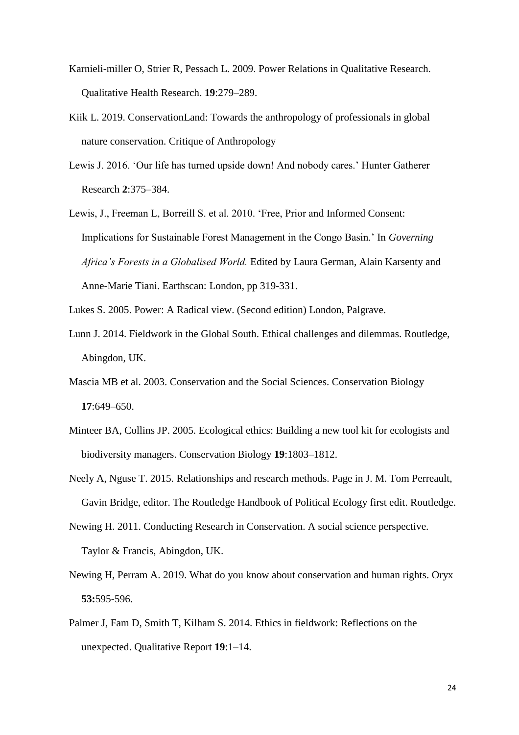Karnieli-miller O, Strier R, Pessach L. 2009. Power Relations in Qualitative Research. Qualitative Health Research. **19**:279–289.

Kiik L. 2019. ConservationLand: Towards the anthropology of professionals in global nature conservation. Critique of Anthropology

Lewis J. 2016. 'Our life has turned upside down! And nobody cares.' Hunter Gatherer Research **2**:375–384.

Lewis, J., Freeman L, Borreill S. et al. 2010. 'Free, Prior and Informed Consent: Implications for Sustainable Forest Management in the Congo Basin.' In *Governing Africa's Forests in a Globalised World.* Edited by Laura German, Alain Karsenty and Anne-Marie Tiani. Earthscan: London, pp 319-331.

Lukes S. 2005. Power: A Radical view. (Second edition) London, Palgrave.

Lunn J. 2014. Fieldwork in the Global South. Ethical challenges and dilemmas. Routledge, Abingdon, UK.

Mascia MB et al. 2003. Conservation and the Social Sciences. Conservation Biology **17**:649–650.

Minteer BA, Collins JP. 2005. Ecological ethics: Building a new tool kit for ecologists and biodiversity managers. Conservation Biology **19**:1803–1812.

Neely A, Nguse T. 2015. Relationships and research methods. Page in J. M. Tom Perreault, Gavin Bridge, editor. The Routledge Handbook of Political Ecology first edit. Routledge.

Newing H. 2011. Conducting Research in Conservation. A social science perspective. Taylor & Francis, Abingdon, UK.

Newing H, Perram A. 2019. What do you know about conservation and human rights. Oryx **53:**595-596.

Palmer J, Fam D, Smith T, Kilham S. 2014. Ethics in fieldwork: Reflections on the unexpected. Qualitative Report **19**:1–14.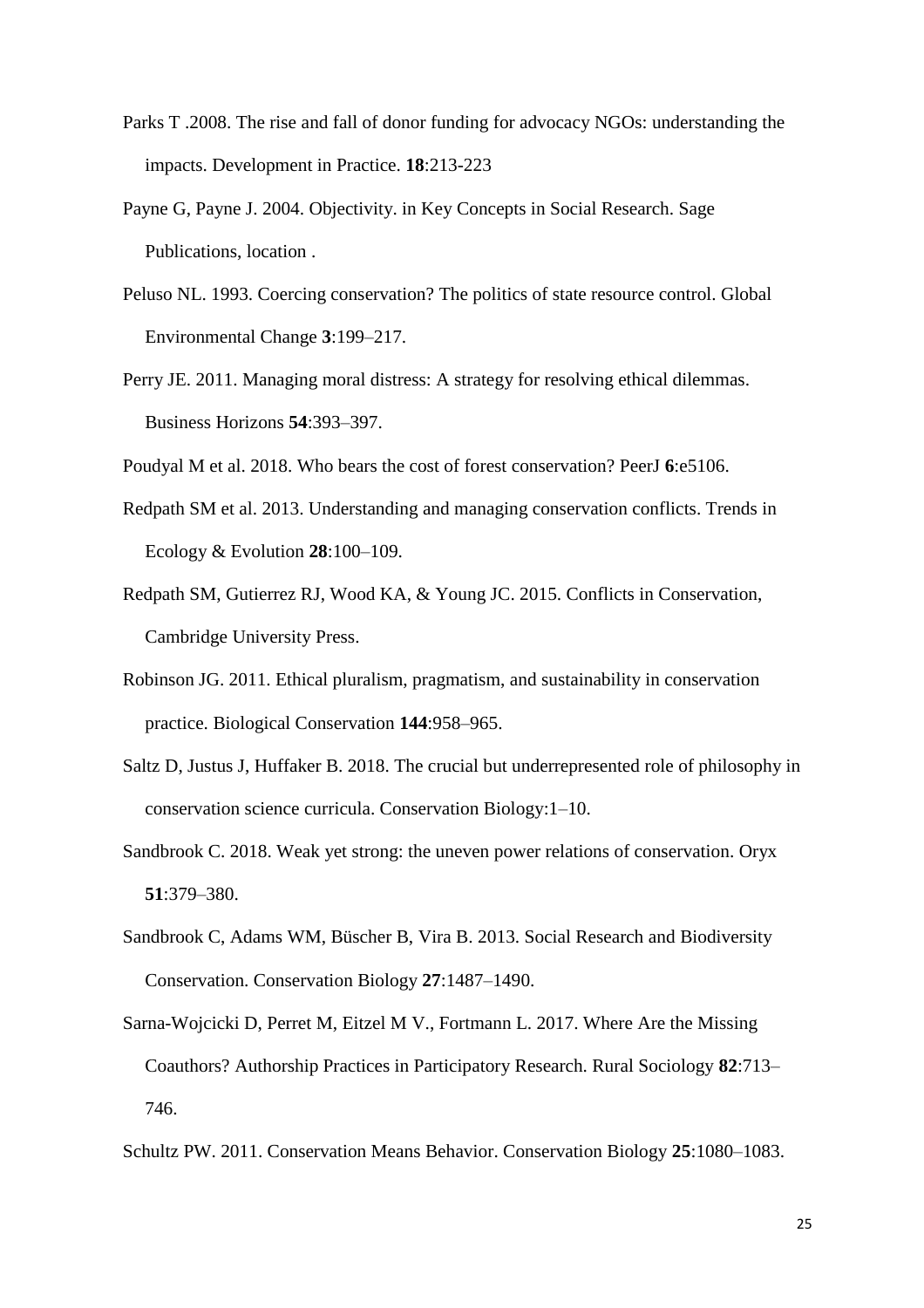Parks T .2008. The rise and fall of donor funding for advocacy NGOs: understanding the impacts. Development in Practice. **18**:213-223

Payne G, Payne J. 2004. Objectivity. in Key Concepts in Social Research. Sage Publications, location .

Peluso NL. 1993. Coercing conservation? The politics of state resource control. Global Environmental Change **3**:199–217.

Perry JE. 2011. Managing moral distress: A strategy for resolving ethical dilemmas. Business Horizons **54**:393–397.

Poudyal M et al. 2018. Who bears the cost of forest conservation? PeerJ **6**:e5106.

Redpath SM et al. 2013. Understanding and managing conservation conflicts. Trends in Ecology & Evolution **28**:100–109.

Redpath SM, Gutierrez RJ, Wood KA, & Young JC. 2015. Conflicts in Conservation, Cambridge University Press.

Robinson JG. 2011. Ethical pluralism, pragmatism, and sustainability in conservation practice. Biological Conservation **144**:958–965.

Saltz D, Justus J, Huffaker B. 2018. The crucial but underrepresented role of philosophy in conservation science curricula. Conservation Biology:1–10.

Sandbrook C. 2018. Weak yet strong: the uneven power relations of conservation. Oryx **51**:379–380.

Sandbrook C, Adams WM, Büscher B, Vira B. 2013. Social Research and Biodiversity Conservation. Conservation Biology **27**:1487–1490.

Sarna-Wojcicki D, Perret M, Eitzel M V., Fortmann L. 2017. Where Are the Missing Coauthors? Authorship Practices in Participatory Research. Rural Sociology **82**:713–746.

Schultz PW. 2011. Conservation Means Behavior. Conservation Biology **25**:1080–1083.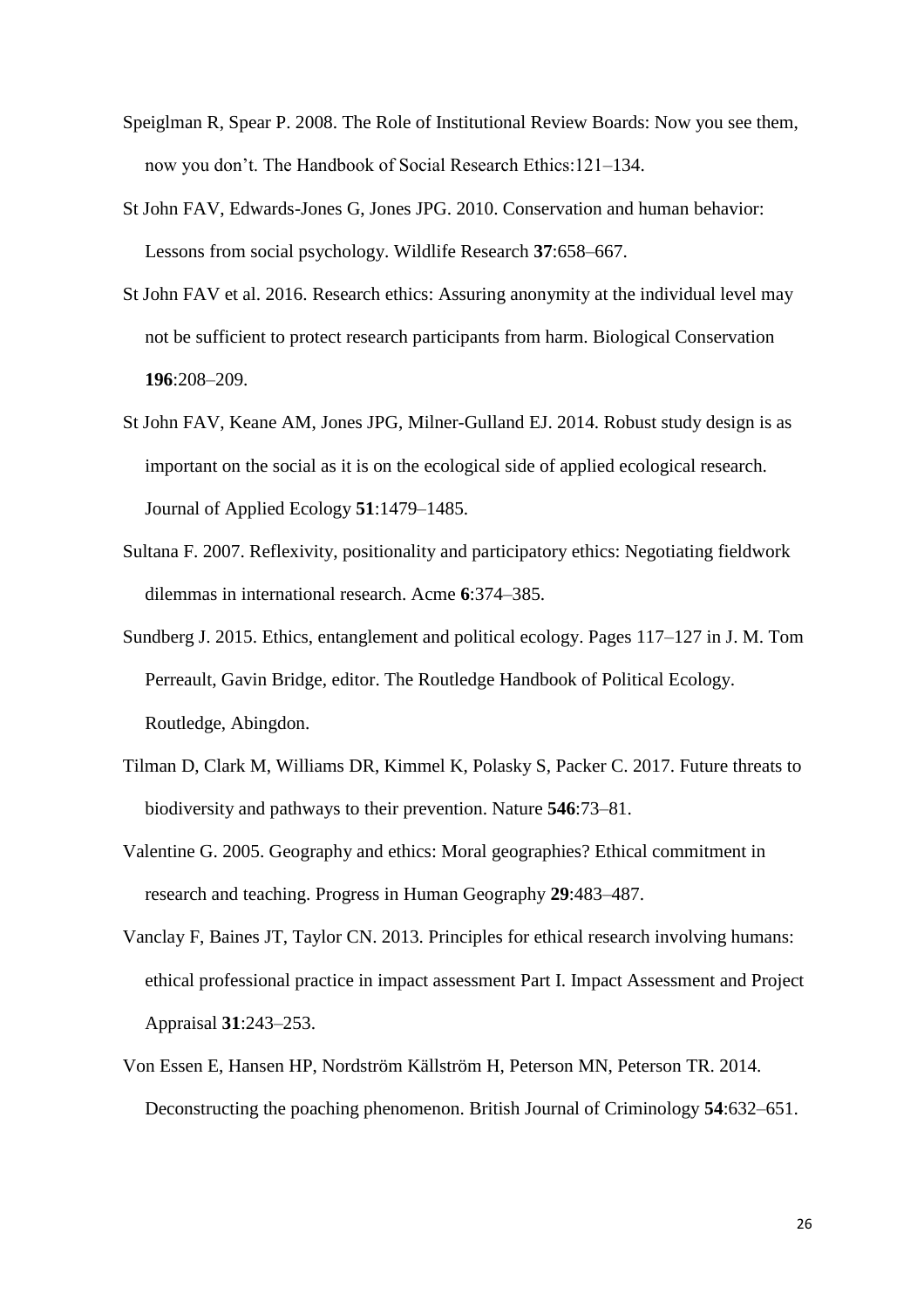Speiglman R, Spear P. 2008. The Role of Institutional Review Boards: Now you see them, now you don't. The Handbook of Social Research Ethics:121–134.

St John FAV, Edwards-Jones G, Jones JPG. 2010. Conservation and human behavior: Lessons from social psychology. Wildlife Research **37**:658–667.

St John FAV et al. 2016. Research ethics: Assuring anonymity at the individual level may not be sufficient to protect research participants from harm. Biological Conservation **196**:208–209.

St John FAV, Keane AM, Jones JPG, Milner-Gulland EJ. 2014. Robust study design is as important on the social as it is on the ecological side of applied ecological research. Journal of Applied Ecology **51**:1479–1485.

Sultana F. 2007. Reflexivity, positionality and participatory ethics: Negotiating fieldwork dilemmas in international research. Acme **6**:374–385.

Sundberg J. 2015. Ethics, entanglement and political ecology. Pages 117–127 in J. M. Tom Perreault, Gavin Bridge, editor. The Routledge Handbook of Political Ecology. Routledge, Abingdon.

Tilman D, Clark M, Williams DR, Kimmel K, Polasky S, Packer C. 2017. Future threats to biodiversity and pathways to their prevention. Nature **546**:73–81.

Valentine G. 2005. Geography and ethics: Moral geographies? Ethical commitment in research and teaching. Progress in Human Geography **29**:483–487.

Vanclay F, Baines JT, Taylor CN. 2013. Principles for ethical research involving humans: ethical professional practice in impact assessment Part I. Impact Assessment and Project Appraisal **31**:243–253.

Von Essen E, Hansen HP, Nordström Källström H, Peterson MN, Peterson TR. 2014. Deconstructing the poaching phenomenon. British Journal of Criminology **54**:632–651.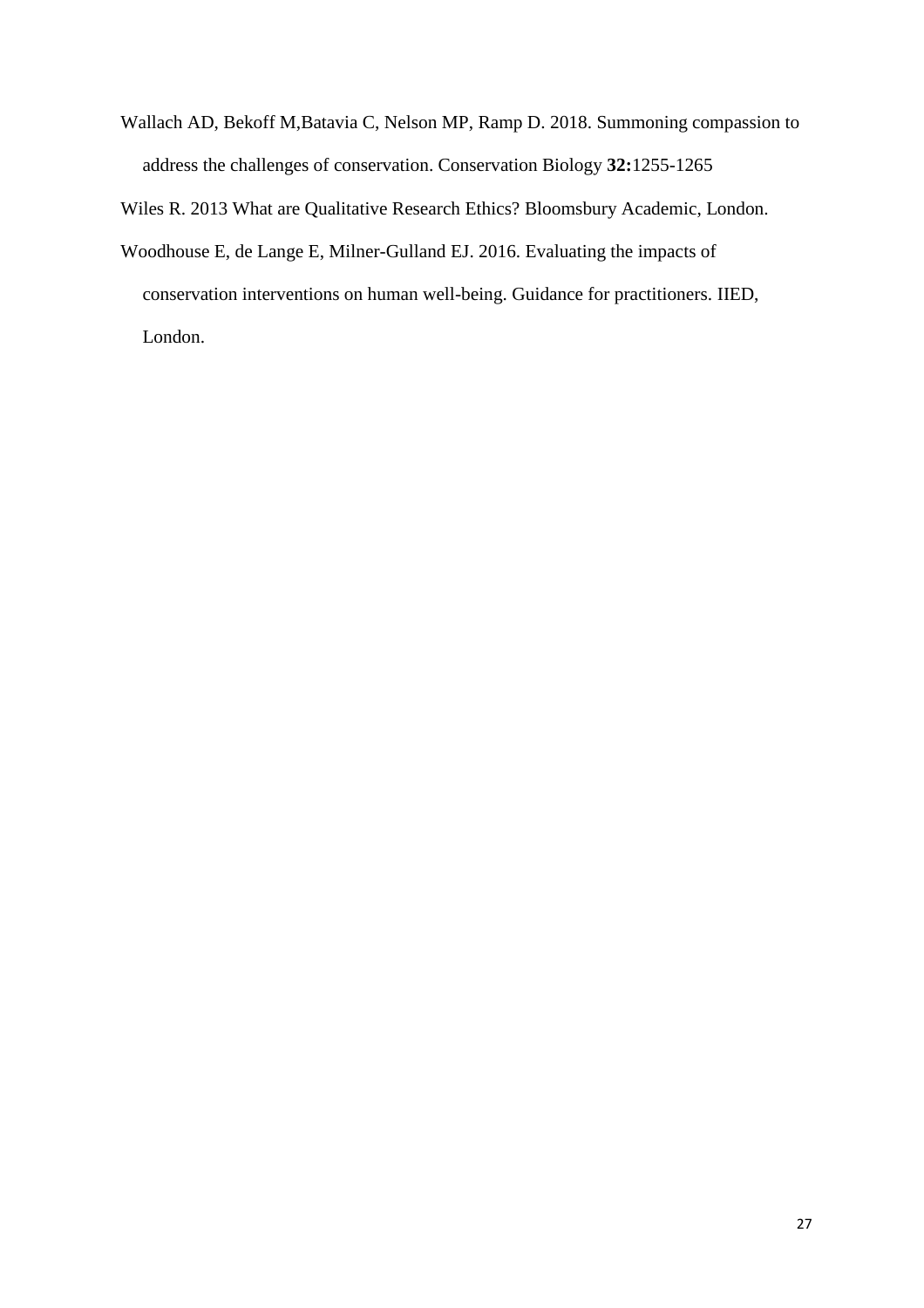Wallach AD, Bekoff M,Batavia C, Nelson MP, Ramp D. 2018. Summoning compassion to address the challenges of conservation. Conservation Biology **32:**1255-1265

Wiles R. 2013 What are Qualitative Research Ethics? Bloomsbury Academic, London.

Woodhouse E, de Lange E, Milner-Gulland EJ. 2016. Evaluating the impacts of conservation interventions on human well-being. Guidance for practitioners. IIED, London.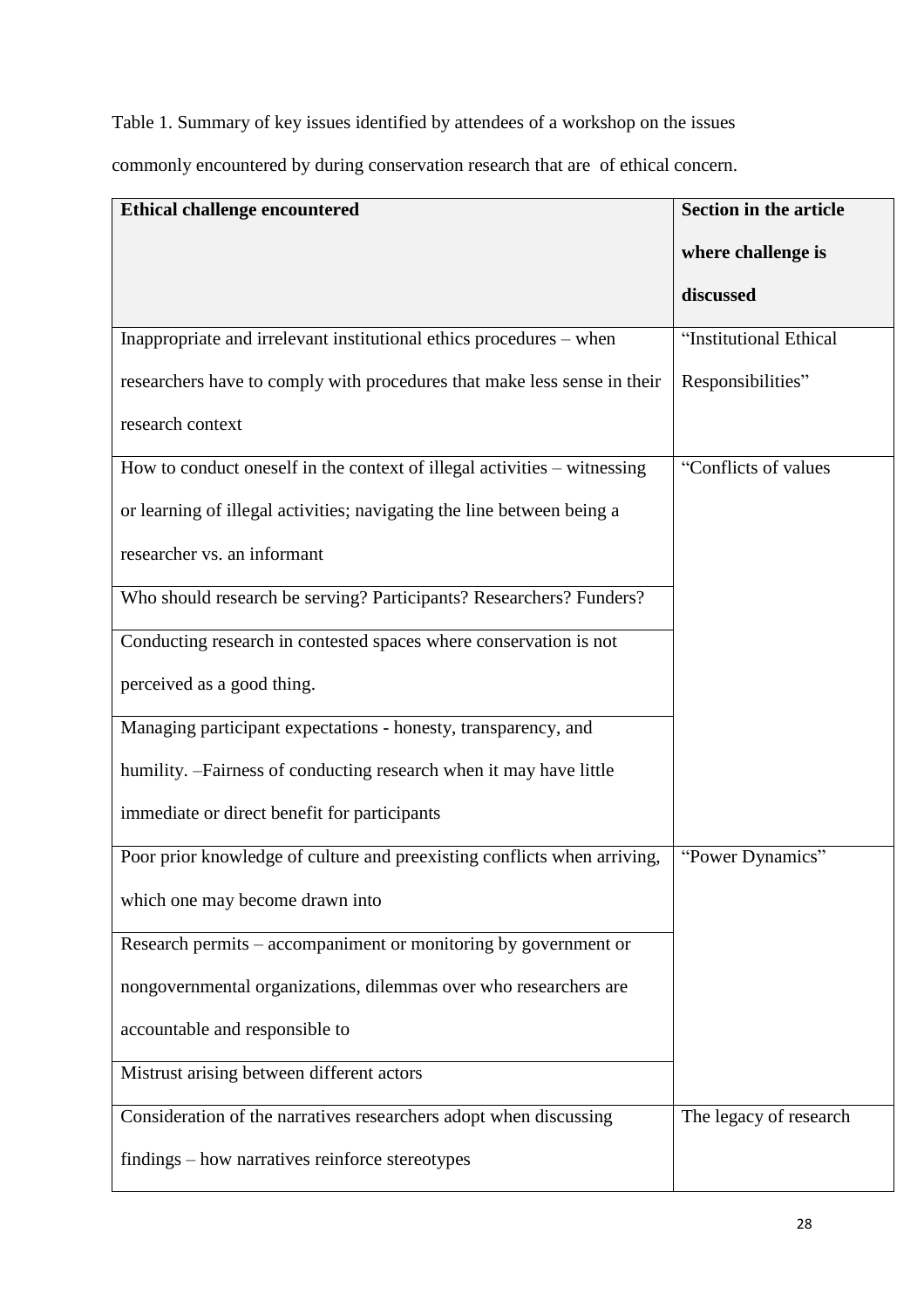Table 1. Summary of key issues identified by attendees of a workshop on the issues commonly encountered by during conservation research that are of ethical concern.

| **Ethical challenge encountered** | **Section in the article where challenge is discussed** |
|---|---|
| Inappropriate and irrelevant institutional ethics procedures – when researchers have to comply with procedures that make less sense in their research context | "Institutional Ethical Responsibilities" |
| How to conduct oneself in the context of illegal activities – witnessing or learning of illegal activities; navigating the line between being a researcher vs. an informant | "Conflicts of values |
| Who should research be serving? Participants? Researchers? Funders? | |
| Conducting research in contested spaces where conservation is not perceived as a good thing. | |
| Managing participant expectations - honesty, transparency, and humility. –Fairness of conducting research when it may have little immediate or direct benefit for participants | |
| Poor prior knowledge of culture and preexisting conflicts when arriving, which one may become drawn into | "Power Dynamics" |
| Research permits – accompaniment or monitoring by government or nongovernmental organizations, dilemmas over who researchers are accountable and responsible to | |
| Mistrust arising between different actors | |
| Consideration of the narratives researchers adopt when discussing findings – how narratives reinforce stereotypes | The legacy of research |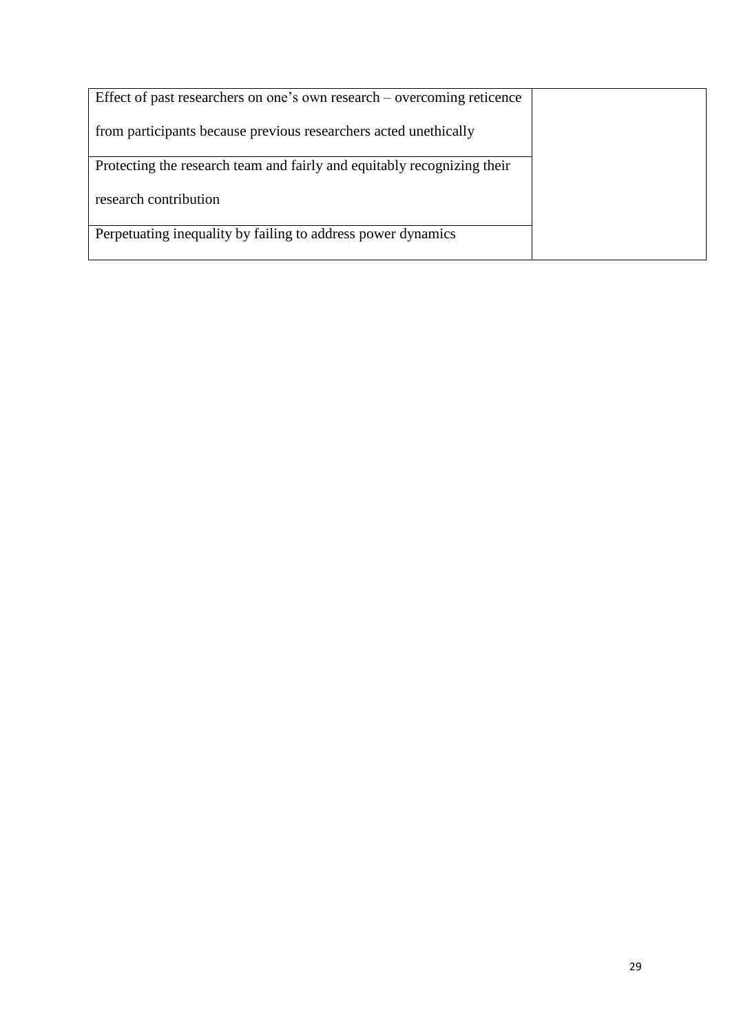| | |
|---|---|
| Effect of past researchers on one's own research – overcoming reticence from participants because previous researchers acted unethically | |
| Protecting the research team and fairly and equitably recognizing their research contribution | |
| Perpetuating inequality by failing to address power dynamics | |